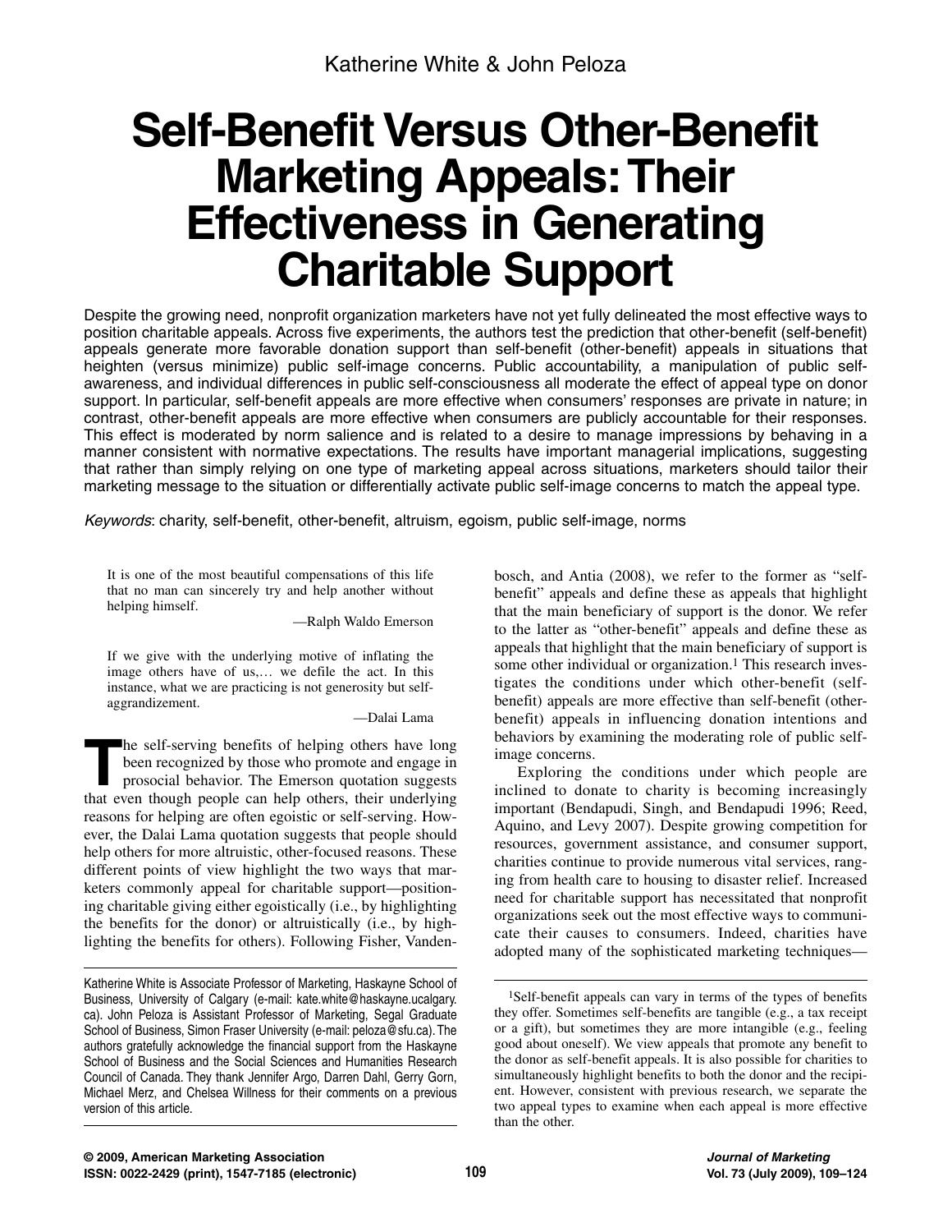Katherine White & John Peloza

# Self-Benefit Versus Other-Benefit Marketing Appeals: Their Effectiveness in Generating Charitable Support

Despite the growing need, nonprofit organization marketers have not yet fully delineated the most effective ways to position charitable appeals. Across five experiments, the authors test the prediction that other-benefit (self-benefit) appeals generate more favorable donation support than self-benefit (other-benefit) appeals in situations that heighten (versus minimize) public self-image concerns. Public accountability, a manipulation of public self-awareness, and individual differences in public self-consciousness all moderate the effect of appeal type on donor support. In particular, self-benefit appeals are more effective when consumers' responses are private in nature; in contrast, other-benefit appeals are more effective when consumers are publicly accountable for their responses. This effect is moderated by norm salience and is related to a desire to manage impressions by behaving in a manner consistent with normative expectations. The results have important managerial implications, suggesting that rather than simply relying on one type of marketing appeal across situations, marketers should tailor their marketing message to the situation or differentially activate public self-image concerns to match the appeal type.

*Keywords*: charity, self-benefit, other-benefit, altruism, egoism, public self-image, norms

> It is one of the most beautiful compensations of this life that no man can sincerely try and help another without helping himself.
>
> —Ralph Waldo Emerson

> If we give with the underlying motive of inflating the image others have of us,… we defile the act. In this instance, what we are practicing is not generosity but self-aggrandizement.
>
> —Dalai Lama

The self-serving benefits of helping others have long been recognized by those who promote and engage in prosocial behavior. The Emerson quotation suggests that even though people can help others, their underlying reasons for helping are often egoistic or self-serving. However, the Dalai Lama quotation suggests that people should help others for more altruistic, other-focused reasons. These different points of view highlight the two ways that marketers commonly appeal for charitable support—positioning charitable giving either egoistically (i.e., by highlighting the benefits for the donor) or altruistically (i.e., by highlighting the benefits for others). Following Fisher, Vandenbosch, and Antia (2008), we refer to the former as "self-benefit" appeals and define these as appeals that highlight that the main beneficiary of support is the donor. We refer to the latter as "other-benefit" appeals and define these as appeals that highlight that the main beneficiary of support is some other individual or organization.[1] This research investigates the conditions under which other-benefit (self-benefit) appeals are more effective than self-benefit (other-benefit) appeals in influencing donation intentions and behaviors by examining the moderating role of public self-image concerns.

Exploring the conditions under which people are inclined to donate to charity is becoming increasingly important (Bendapudi, Singh, and Bendapudi 1996; Reed, Aquino, and Levy 2007). Despite growing competition for resources, government assistance, and consumer support, charities continue to provide numerous vital services, ranging from health care to housing to disaster relief. Increased need for charitable support has necessitated that nonprofit organizations seek out the most effective ways to communicate their causes to consumers. Indeed, charities have adopted many of the sophisticated marketing techniques—

---

Katherine White is Associate Professor of Marketing, Haskayne School of Business, University of Calgary (e-mail: kate.white@haskayne.ucalgary.ca). John Peloza is Assistant Professor of Marketing, Segal Graduate School of Business, Simon Fraser University (e-mail: peloza@sfu.ca). The authors gratefully acknowledge the financial support from the Haskayne School of Business and the Social Sciences and Humanities Research Council of Canada. They thank Jennifer Argo, Darren Dahl, Gerry Gorn, Michael Merz, and Chelsea Willness for their comments on a previous version of this article.

[1]Self-benefit appeals can vary in terms of the types of benefits they offer. Sometimes self-benefits are tangible (e.g., a tax receipt or a gift), but sometimes they are more intangible (e.g., feeling good about oneself). We view appeals that promote any benefit to the donor as self-benefit appeals. It is also possible for charities to simultaneously highlight benefits to both the donor and the recipient. However, consistent with previous research, we separate the two appeal types to examine when each appeal is more effective than the other.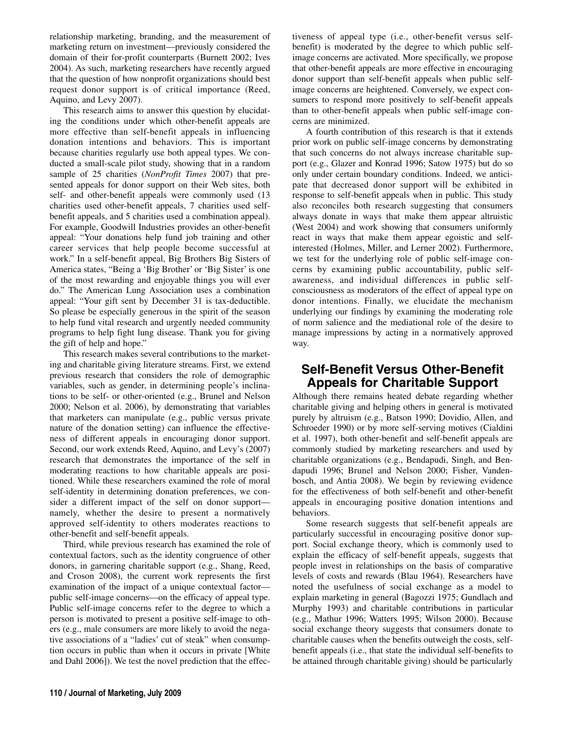relationship marketing, branding, and the measurement of marketing return on investment—previously considered the domain of their for-profit counterparts (Burnett 2002; Ives 2004). As such, marketing researchers have recently argued that the question of how nonprofit organizations should best request donor support is of critical importance (Reed, Aquino, and Levy 2007).

This research aims to answer this question by elucidating the conditions under which other-benefit appeals are more effective than self-benefit appeals in influencing donation intentions and behaviors. This is important because charities regularly use both appeal types. We conducted a small-scale pilot study, showing that in a random sample of 25 charities (*NonProfit Times* 2007) that presented appeals for donor support on their Web sites, both self- and other-benefit appeals were commonly used (13 charities used other-benefit appeals, 7 charities used self-benefit appeals, and 5 charities used a combination appeal). For example, Goodwill Industries provides an other-benefit appeal: "Your donations help fund job training and other career services that help people become successful at work." In a self-benefit appeal, Big Brothers Big Sisters of America states, "Being a 'Big Brother' or 'Big Sister' is one of the most rewarding and enjoyable things you will ever do." The American Lung Association uses a combination appeal: "Your gift sent by December 31 is tax-deductible. So please be especially generous in the spirit of the season to help fund vital research and urgently needed community programs to help fight lung disease. Thank you for giving the gift of help and hope."

This research makes several contributions to the marketing and charitable giving literature streams. First, we extend previous research that considers the role of demographic variables, such as gender, in determining people's inclinations to be self- or other-oriented (e.g., Brunel and Nelson 2000; Nelson et al. 2006), by demonstrating that variables that marketers can manipulate (e.g., public versus private nature of the donation setting) can influence the effectiveness of different appeals in encouraging donor support. Second, our work extends Reed, Aquino, and Levy's (2007) research that demonstrates the importance of the self in moderating reactions to how charitable appeals are positioned. While these researchers examined the role of moral self-identity in determining donation preferences, we consider a different impact of the self on donor support—namely, whether the desire to present a normatively approved self-identity to others moderates reactions to other-benefit and self-benefit appeals.

Third, while previous research has examined the role of contextual factors, such as the identity congruence of other donors, in garnering charitable support (e.g., Shang, Reed, and Croson 2008), the current work represents the first examination of the impact of a unique contextual factor—public self-image concerns—on the efficacy of appeal type. Public self-image concerns refer to the degree to which a person is motivated to present a positive self-image to others (e.g., male consumers are more likely to avoid the negative associations of a "ladies' cut of steak" when consumption occurs in public than when it occurs in private [White and Dahl 2006]). We test the novel prediction that the effectiveness of appeal type (i.e., other-benefit versus self-benefit) is moderated by the degree to which public self-image concerns are activated. More specifically, we propose that other-benefit appeals are more effective in encouraging donor support than self-benefit appeals when public self-image concerns are heightened. Conversely, we expect consumers to respond more positively to self-benefit appeals than to other-benefit appeals when public self-image concerns are minimized.

A fourth contribution of this research is that it extends prior work on public self-image concerns by demonstrating that such concerns do not always increase charitable support (e.g., Glazer and Konrad 1996; Satow 1975) but do so only under certain boundary conditions. Indeed, we anticipate that decreased donor support will be exhibited in response to self-benefit appeals when in public. This study also reconciles both research suggesting that consumers always donate in ways that make them appear altruistic (West 2004) and work showing that consumers uniformly react in ways that make them appear egoistic and self-interested (Holmes, Miller, and Lerner 2002). Furthermore, we test for the underlying role of public self-image concerns by examining public accountability, public self-awareness, and individual differences in public self-consciousness as moderators of the effect of appeal type on donor intentions. Finally, we elucidate the mechanism underlying our findings by examining the moderating role of norm salience and the mediational role of the desire to manage impressions by acting in a normatively approved way.

## Self-Benefit Versus Other-Benefit Appeals for Charitable Support

Although there remains heated debate regarding whether charitable giving and helping others in general is motivated purely by altruism (e.g., Batson 1990; Dovidio, Allen, and Schroeder 1990) or by more self-serving motives (Cialdini et al. 1997), both other-benefit and self-benefit appeals are commonly studied by marketing researchers and used by charitable organizations (e.g., Bendapudi, Singh, and Bendapudi 1996; Brunel and Nelson 2000; Fisher, Vandenbosch, and Antia 2008). We begin by reviewing evidence for the effectiveness of both self-benefit and other-benefit appeals in encouraging positive donation intentions and behaviors.

Some research suggests that self-benefit appeals are particularly successful in encouraging positive donor support. Social exchange theory, which is commonly used to explain the efficacy of self-benefit appeals, suggests that people invest in relationships on the basis of comparative levels of costs and rewards (Blau 1964). Researchers have noted the usefulness of social exchange as a model to explain marketing in general (Bagozzi 1975; Gundlach and Murphy 1993) and charitable contributions in particular (e.g., Mathur 1996; Watters 1995; Wilson 2000). Because social exchange theory suggests that consumers donate to charitable causes when the benefits outweigh the costs, self-benefit appeals (i.e., that state the individual self-benefits to be attained through charitable giving) should be particularly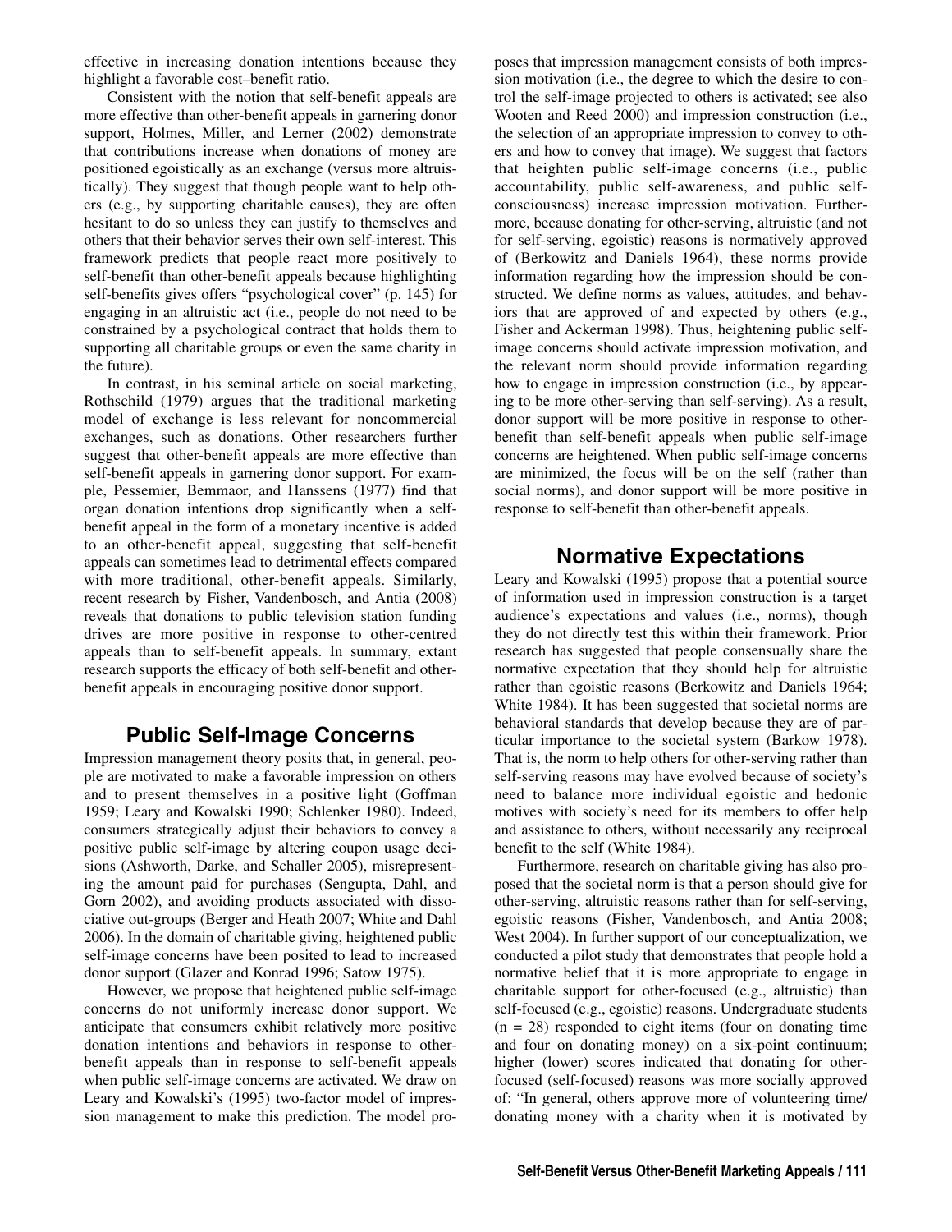effective in increasing donation intentions because they highlight a favorable cost–benefit ratio.

Consistent with the notion that self-benefit appeals are more effective than other-benefit appeals in garnering donor support, Holmes, Miller, and Lerner (2002) demonstrate that contributions increase when donations of money are positioned egoistically as an exchange (versus more altruistically). They suggest that though people want to help others (e.g., by supporting charitable causes), they are often hesitant to do so unless they can justify to themselves and others that their behavior serves their own self-interest. This framework predicts that people react more positively to self-benefit than other-benefit appeals because highlighting self-benefits gives offers "psychological cover" (p. 145) for engaging in an altruistic act (i.e., people do not need to be constrained by a psychological contract that holds them to supporting all charitable groups or even the same charity in the future).

In contrast, in his seminal article on social marketing, Rothschild (1979) argues that the traditional marketing model of exchange is less relevant for noncommercial exchanges, such as donations. Other researchers further suggest that other-benefit appeals are more effective than self-benefit appeals in garnering donor support. For example, Pessemier, Bemmaor, and Hanssens (1977) find that organ donation intentions drop significantly when a self-benefit appeal in the form of a monetary incentive is added to an other-benefit appeal, suggesting that self-benefit appeals can sometimes lead to detrimental effects compared with more traditional, other-benefit appeals. Similarly, recent research by Fisher, Vandenbosch, and Antia (2008) reveals that donations to public television station funding drives are more positive in response to other-centred appeals than to self-benefit appeals. In summary, extant research supports the efficacy of both self-benefit and other-benefit appeals in encouraging positive donor support.

## Public Self-Image Concerns

Impression management theory posits that, in general, people are motivated to make a favorable impression on others and to present themselves in a positive light (Goffman 1959; Leary and Kowalski 1990; Schlenker 1980). Indeed, consumers strategically adjust their behaviors to convey a positive public self-image by altering coupon usage decisions (Ashworth, Darke, and Schaller 2005), misrepresenting the amount paid for purchases (Sengupta, Dahl, and Gorn 2002), and avoiding products associated with dissociative out-groups (Berger and Heath 2007; White and Dahl 2006). In the domain of charitable giving, heightened public self-image concerns have been posited to lead to increased donor support (Glazer and Konrad 1996; Satow 1975).

However, we propose that heightened public self-image concerns do not uniformly increase donor support. We anticipate that consumers exhibit relatively more positive donation intentions and behaviors in response to other-benefit appeals than in response to self-benefit appeals when public self-image concerns are activated. We draw on Leary and Kowalski's (1995) two-factor model of impression management to make this prediction. The model proposes that impression management consists of both impression motivation (i.e., the degree to which the desire to control the self-image projected to others is activated; see also Wooten and Reed 2000) and impression construction (i.e., the selection of an appropriate impression to convey to others and how to convey that image). We suggest that factors that heighten public self-image concerns (i.e., public accountability, public self-awareness, and public self-consciousness) increase impression motivation. Furthermore, because donating for other-serving, altruistic (and not for self-serving, egoistic) reasons is normatively approved of (Berkowitz and Daniels 1964), these norms provide information regarding how the impression should be constructed. We define norms as values, attitudes, and behaviors that are approved of and expected by others (e.g., Fisher and Ackerman 1998). Thus, heightening public self-image concerns should activate impression motivation, and the relevant norm should provide information regarding how to engage in impression construction (i.e., by appearing to be more other-serving than self-serving). As a result, donor support will be more positive in response to other-benefit than self-benefit appeals when public self-image concerns are heightened. When public self-image concerns are minimized, the focus will be on the self (rather than social norms), and donor support will be more positive in response to self-benefit than other-benefit appeals.

## Normative Expectations

Leary and Kowalski (1995) propose that a potential source of information used in impression construction is a target audience's expectations and values (i.e., norms), though they do not directly test this within their framework. Prior research has suggested that people consensually share the normative expectation that they should help for altruistic rather than egoistic reasons (Berkowitz and Daniels 1964; White 1984). It has been suggested that societal norms are behavioral standards that develop because they are of particular importance to the societal system (Barkow 1978). That is, the norm to help others for other-serving rather than self-serving reasons may have evolved because of society's need to balance more individual egoistic and hedonic motives with society's need for its members to offer help and assistance to others, without necessarily any reciprocal benefit to the self (White 1984).

Furthermore, research on charitable giving has also proposed that the societal norm is that a person should give for other-serving, altruistic reasons rather than for self-serving, egoistic reasons (Fisher, Vandenbosch, and Antia 2008; West 2004). In further support of our conceptualization, we conducted a pilot study that demonstrates that people hold a normative belief that it is more appropriate to engage in charitable support for other-focused (e.g., altruistic) than self-focused (e.g., egoistic) reasons. Undergraduate students ($n = 28$) responded to eight items (four on donating time and four on donating money) on a six-point continuum; higher (lower) scores indicated that donating for other-focused (self-focused) reasons was more socially approved of: "In general, others approve more of volunteering time/donating money with a charity when it is motivated by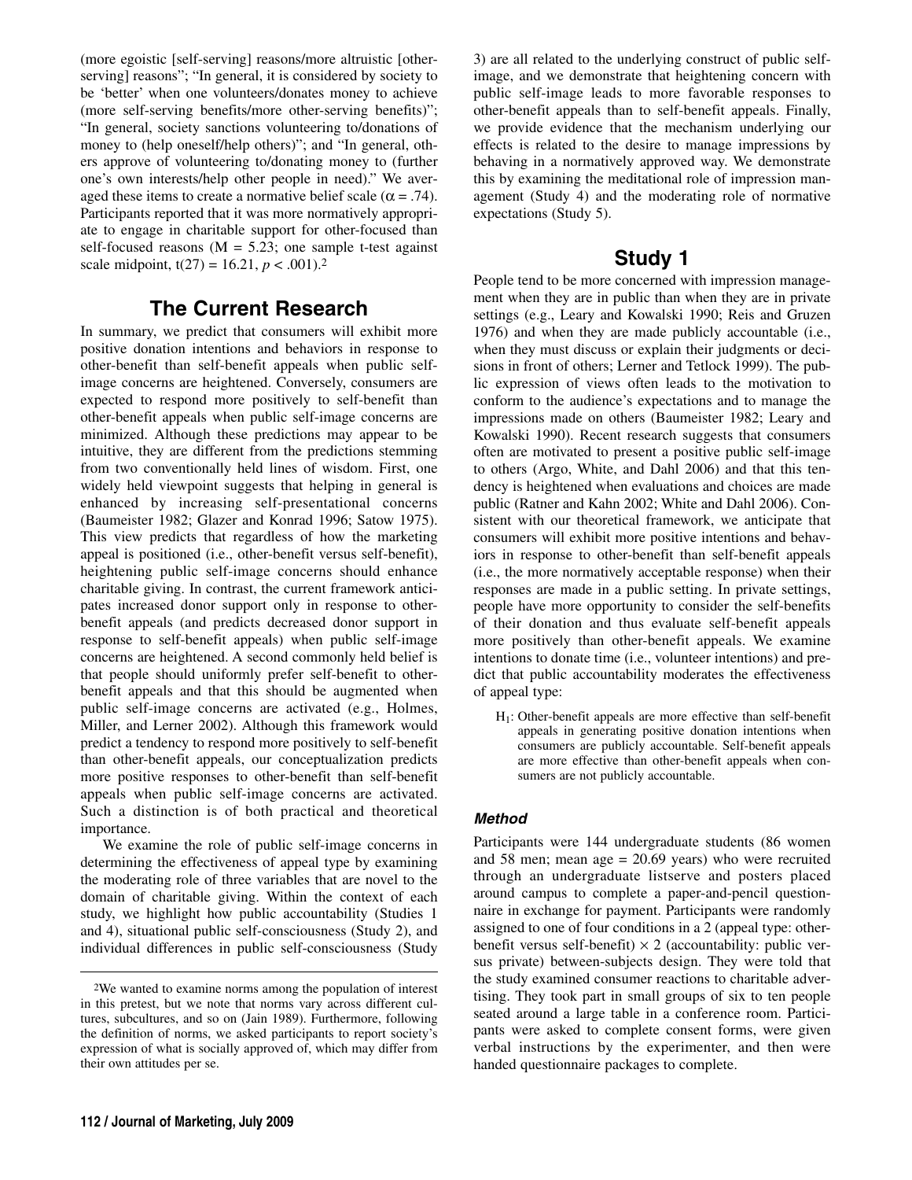(more egoistic [self-serving] reasons/more altruistic [other-serving] reasons"; "In general, it is considered by society to be 'better' when one volunteers/donates money to achieve (more self-serving benefits/more other-serving benefits)"; "In general, society sanctions volunteering to/donations of money to (help oneself/help others)"; and "In general, others approve of volunteering to/donating money to (further one's own interests/help other people in need)." We averaged these items to create a normative belief scale ($\alpha = .74$). Participants reported that it was more normatively appropriate to engage in charitable support for other-focused than self-focused reasons ($M = 5.23$; one sample t-test against scale midpoint, $t(27) = 16.21$, $p < .001$).[2]

## The Current Research

In summary, we predict that consumers will exhibit more positive donation intentions and behaviors in response to other-benefit than self-benefit appeals when public self-image concerns are heightened. Conversely, consumers are expected to respond more positively to self-benefit than other-benefit appeals when public self-image concerns are minimized. Although these predictions may appear to be intuitive, they are different from the predictions stemming from two conventionally held lines of wisdom. First, one widely held viewpoint suggests that helping in general is enhanced by increasing self-presentational concerns (Baumeister 1982; Glazer and Konrad 1996; Satow 1975). This view predicts that regardless of how the marketing appeal is positioned (i.e., other-benefit versus self-benefit), heightening public self-image concerns should enhance charitable giving. In contrast, the current framework anticipates increased donor support only in response to other-benefit appeals (and predicts decreased donor support in response to self-benefit appeals) when public self-image concerns are heightened. A second commonly held belief is that people should uniformly prefer self-benefit to other-benefit appeals and that this should be augmented when public self-image concerns are activated (e.g., Holmes, Miller, and Lerner 2002). Although this framework would predict a tendency to respond more positively to self-benefit than other-benefit appeals, our conceptualization predicts more positive responses to other-benefit than self-benefit appeals when public self-image concerns are activated. Such a distinction is of both practical and theoretical importance.

We examine the role of public self-image concerns in determining the effectiveness of appeal type by examining the moderating role of three variables that are novel to the domain of charitable giving. Within the context of each study, we highlight how public accountability (Studies 1 and 4), situational public self-consciousness (Study 2), and individual differences in public self-consciousness (Study 3) are all related to the underlying construct of public self-image, and we demonstrate that heightening concern with public self-image leads to more favorable responses to other-benefit appeals than to self-benefit appeals. Finally, we provide evidence that the mechanism underlying our effects is related to the desire to manage impressions by behaving in a normatively approved way. We demonstrate this by examining the meditational role of impression management (Study 4) and the moderating role of normative expectations (Study 5).

## Study 1

People tend to be more concerned with impression management when they are in public than when they are in private settings (e.g., Leary and Kowalski 1990; Reis and Gruzen 1976) and when they are made publicly accountable (i.e., when they must discuss or explain their judgments or decisions in front of others; Lerner and Tetlock 1999). The public expression of views often leads to the motivation to conform to the audience's expectations and to manage the impressions made on others (Baumeister 1982; Leary and Kowalski 1990). Recent research suggests that consumers often are motivated to present a positive public self-image to others (Argo, White, and Dahl 2006) and that this tendency is heightened when evaluations and choices are made public (Ratner and Kahn 2002; White and Dahl 2006). Consistent with our theoretical framework, we anticipate that consumers will exhibit more positive intentions and behaviors in response to other-benefit than self-benefit appeals (i.e., the more normatively acceptable response) when their responses are made in a public setting. In private settings, people have more opportunity to consider the self-benefits of their donation and thus evaluate self-benefit appeals more positively than other-benefit appeals. We examine intentions to donate time (i.e., volunteer intentions) and predict that public accountability moderates the effectiveness of appeal type:

$H_1$: Other-benefit appeals are more effective than self-benefit appeals in generating positive donation intentions when consumers are publicly accountable. Self-benefit appeals are more effective than other-benefit appeals when consumers are not publicly accountable.

### *Method*

Participants were 144 undergraduate students (86 women and 58 men; mean age = 20.69 years) who were recruited through an undergraduate listserve and posters placed around campus to complete a paper-and-pencil questionnaire in exchange for payment. Participants were randomly assigned to one of four conditions in a 2 (appeal type: other-benefit versus self-benefit) $\times$ 2 (accountability: public versus private) between-subjects design. They were told that the study examined consumer reactions to charitable advertising. They took part in small groups of six to ten people seated around a large table in a conference room. Participants were asked to complete consent forms, were given verbal instructions by the experimenter, and then were handed questionnaire packages to complete.

[2]We wanted to examine norms among the population of interest in this pretest, but we note that norms vary across different cultures, subcultures, and so on (Jain 1989). Furthermore, following the definition of norms, we asked participants to report society's expression of what is socially approved of, which may differ from their own attitudes per se.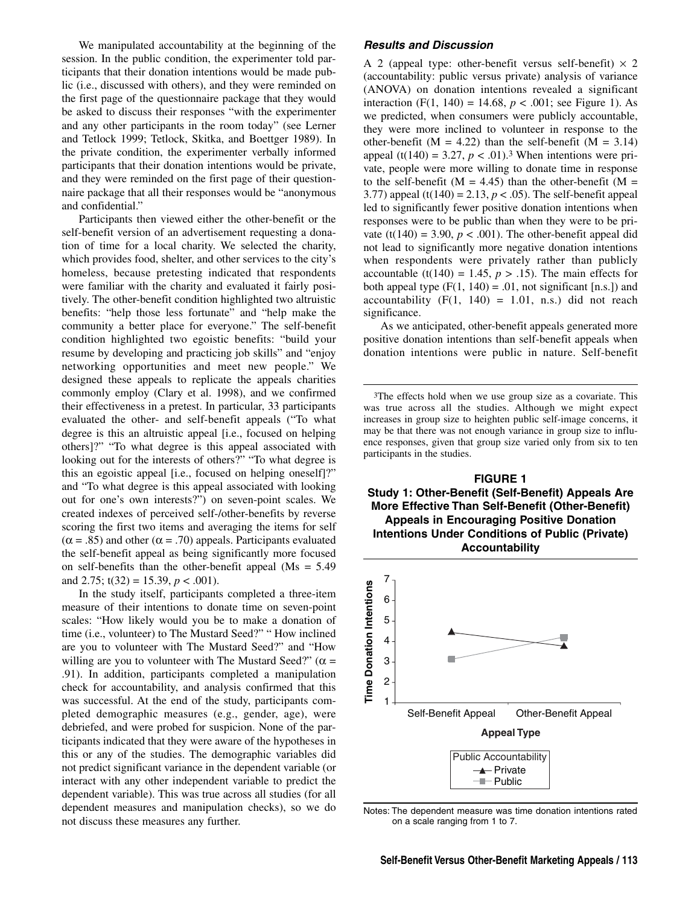We manipulated accountability at the beginning of the session. In the public condition, the experimenter told participants that their donation intentions would be made public (i.e., discussed with others), and they were reminded on the first page of the questionnaire package that they would be asked to discuss their responses "with the experimenter and any other participants in the room today" (see Lerner and Tetlock 1999; Tetlock, Skitka, and Boettger 1989). In the private condition, the experimenter verbally informed participants that their donation intentions would be private, and they were reminded on the first page of their questionnaire package that all their responses would be "anonymous and confidential."

Participants then viewed either the other-benefit or the self-benefit version of an advertisement requesting a donation of time for a local charity. We selected the charity, which provides food, shelter, and other services to the city's homeless, because pretesting indicated that respondents were familiar with the charity and evaluated it fairly positively. The other-benefit condition highlighted two altruistic benefits: "help those less fortunate" and "help make the community a better place for everyone." The self-benefit condition highlighted two egoistic benefits: "build your resume by developing and practicing job skills" and "enjoy networking opportunities and meet new people." We designed these appeals to replicate the appeals charities commonly employ (Clary et al. 1998), and we confirmed their effectiveness in a pretest. In particular, 33 participants evaluated the other- and self-benefit appeals ("To what degree is this an altruistic appeal [i.e., focused on helping others]?" "To what degree is this appeal associated with looking out for the interests of others?" "To what degree is this an egoistic appeal [i.e., focused on helping oneself]?" and "To what degree is this appeal associated with looking out for one's own interests?") on seven-point scales. We created indexes of perceived self-/other-benefits by reverse scoring the first two items and averaging the items for self ($\alpha = .85$) and other ($\alpha = .70$) appeals. Participants evaluated the self-benefit appeal as being significantly more focused on self-benefits than the other-benefit appeal (Ms = 5.49 and 2.75; $t(32) = 15.39$, $p < .001$).

In the study itself, participants completed a three-item measure of their intentions to donate time on seven-point scales: "How likely would you be to make a donation of time (i.e., volunteer) to The Mustard Seed?" " How inclined are you to volunteer with The Mustard Seed?" and "How willing are you to volunteer with The Mustard Seed?" ($\alpha = .91$). In addition, participants completed a manipulation check for accountability, and analysis confirmed that this was successful. At the end of the study, participants completed demographic measures (e.g., gender, age), were debriefed, and were probed for suspicion. None of the participants indicated that they were aware of the hypotheses in this or any of the studies. The demographic variables did not predict significant variance in the dependent variable (or interact with any other independent variable to predict the dependent variable). This was true across all studies (for all dependent measures and manipulation checks), so we do not discuss these measures any further.

### *Results and Discussion*

A 2 (appeal type: other-benefit versus self-benefit) × 2 (accountability: public versus private) analysis of variance (ANOVA) on donation intentions revealed a significant interaction ($F(1, 140) = 14.68$, $p < .001$; see Figure 1). As we predicted, when consumers were publicly accountable, they were more inclined to volunteer in response to the other-benefit ($M = 4.22$) than the self-benefit ($M = 3.14$) appeal ($t(140) = 3.27$, $p < .01$).[3] When intentions were private, people were more willing to donate time in response to the self-benefit ($M = 4.45$) than the other-benefit ($M = 3.77$) appeal ($t(140) = 2.13$, $p < .05$). The self-benefit appeal led to significantly fewer positive donation intentions when responses were to be public than when they were to be private ($t(140) = 3.90$, $p < .001$). The other-benefit appeal did not lead to significantly more negative donation intentions when respondents were privately rather than publicly accountable ($t(140) = 1.45$, $p > .15$). The main effects for both appeal type ($F(1, 140) = .01$, not significant [n.s.]) and accountability ($F(1, 140) = 1.01$, n.s.) did not reach significance.

As we anticipated, other-benefit appeals generated more positive donation intentions than self-benefit appeals when donation intentions were public in nature. Self-benefit

[3]The effects hold when we use group size as a covariate. This was true across all the studies. Although we might expect increases in group size to heighten public self-image concerns, it may be that there was not enough variance in group size to influence responses, given that group size varied only from six to ten participants in the studies.

**FIGURE 1**
**Study 1: Other-Benefit (Self-Benefit) Appeals Are More Effective Than Self-Benefit (Other-Benefit) Appeals in Encouraging Positive Donation Intentions Under Conditions of Public (Private) Accountability**

Notes: The dependent measure was time donation intentions rated on a scale ranging from 1 to 7.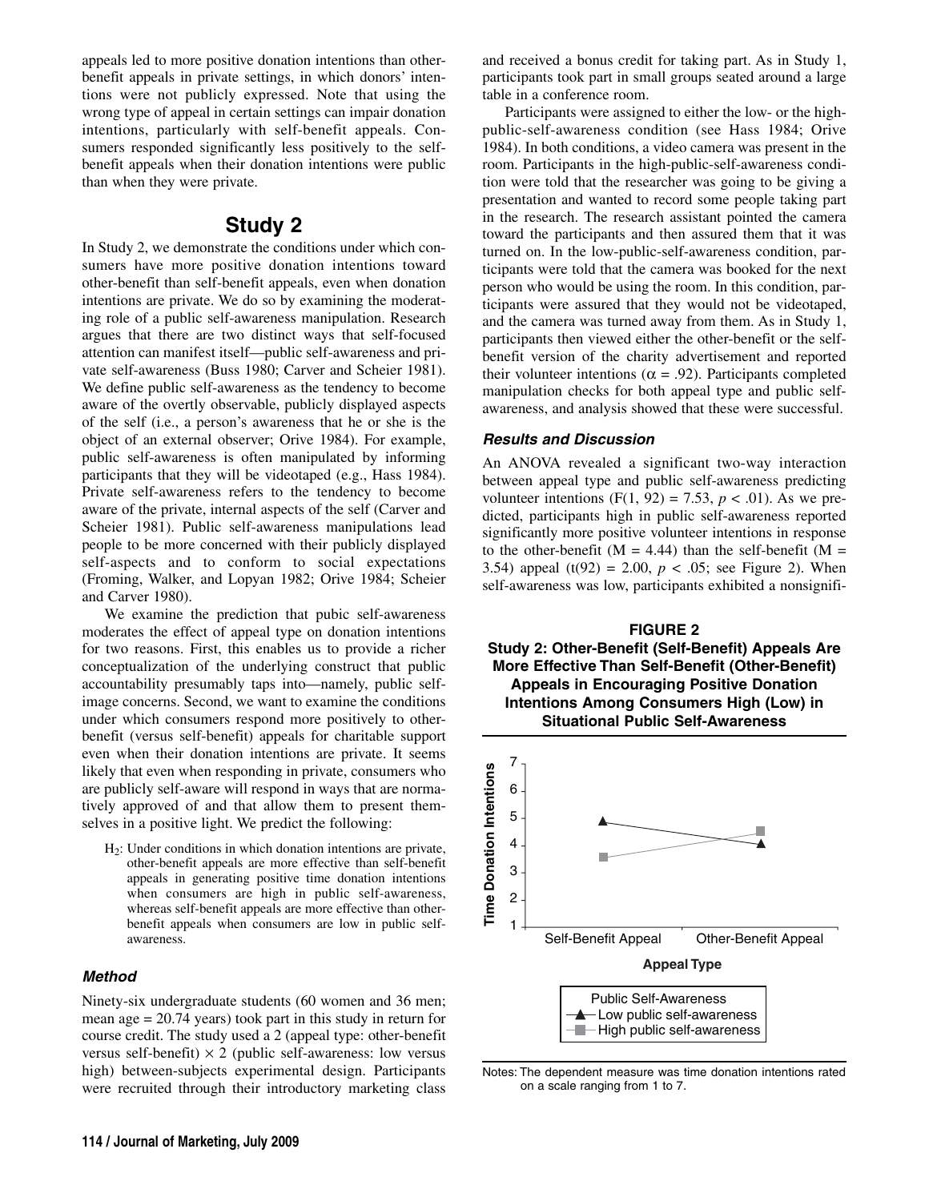appeals led to more positive donation intentions than other-benefit appeals in private settings, in which donors' intentions were not publicly expressed. Note that using the wrong type of appeal in certain settings can impair donation intentions, particularly with self-benefit appeals. Consumers responded significantly less positively to the self-benefit appeals when their donation intentions were public than when they were private.

## Study 2

In Study 2, we demonstrate the conditions under which consumers have more positive donation intentions toward other-benefit than self-benefit appeals, even when donation intentions are private. We do so by examining the moderating role of a public self-awareness manipulation. Research argues that there are two distinct ways that self-focused attention can manifest itself—public self-awareness and private self-awareness (Buss 1980; Carver and Scheier 1981). We define public self-awareness as the tendency to become aware of the overtly observable, publicly displayed aspects of the self (i.e., a person's awareness that he or she is the object of an external observer; Orive 1984). For example, public self-awareness is often manipulated by informing participants that they will be videotaped (e.g., Hass 1984). Private self-awareness refers to the tendency to become aware of the private, internal aspects of the self (Carver and Scheier 1981). Public self-awareness manipulations lead people to be more concerned with their publicly displayed self-aspects and to conform to social expectations (Froming, Walker, and Lopyan 1982; Orive 1984; Scheier and Carver 1980).

We examine the prediction that pubic self-awareness moderates the effect of appeal type on donation intentions for two reasons. First, this enables us to provide a richer conceptualization of the underlying construct that public accountability presumably taps into—namely, public self-image concerns. Second, we want to examine the conditions under which consumers respond more positively to other-benefit (versus self-benefit) appeals for charitable support even when their donation intentions are private. It seems likely that even when responding in private, consumers who are publicly self-aware will respond in ways that are normatively approved of and that allow them to present themselves in a positive light. We predict the following:

> $H_2$: Under conditions in which donation intentions are private, other-benefit appeals are more effective than self-benefit appeals in generating positive time donation intentions when consumers are high in public self-awareness, whereas self-benefit appeals are more effective than other-benefit appeals when consumers are low in public self-awareness.

### *Method*

Ninety-six undergraduate students (60 women and 36 men; mean age = 20.74 years) took part in this study in return for course credit. The study used a 2 (appeal type: other-benefit versus self-benefit) × 2 (public self-awareness: low versus high) between-subjects experimental design. Participants were recruited through their introductory marketing class and received a bonus credit for taking part. As in Study 1, participants took part in small groups seated around a large table in a conference room.

Participants were assigned to either the low- or the high-public-self-awareness condition (see Hass 1984; Orive 1984). In both conditions, a video camera was present in the room. Participants in the high-public-self-awareness condition were told that the researcher was going to be giving a presentation and wanted to record some people taking part in the research. The research assistant pointed the camera toward the participants and then assured them that it was turned on. In the low-public-self-awareness condition, participants were told that the camera was booked for the next person who would be using the room. In this condition, participants were assured that they would not be videotaped, and the camera was turned away from them. As in Study 1, participants then viewed either the other-benefit or the self-benefit version of the charity advertisement and reported their volunteer intentions ($\alpha = .92$). Participants completed manipulation checks for both appeal type and public self-awareness, and analysis showed that these were successful.

### *Results and Discussion*

An ANOVA revealed a significant two-way interaction between appeal type and public self-awareness predicting volunteer intentions ($F(1, 92) = 7.53$, $p < .01$). As we predicted, participants high in public self-awareness reported significantly more positive volunteer intentions in response to the other-benefit ($M = 4.44$) than the self-benefit ($M = 3.54$) appeal ($t(92) = 2.00$, $p < .05$; see Figure 2). When self-awareness was low, participants exhibited a nonsignifi-

**FIGURE 2**
**Study 2: Other-Benefit (Self-Benefit) Appeals Are More Effective Than Self-Benefit (Other-Benefit) Appeals in Encouraging Positive Donation Intentions Among Consumers High (Low) in Situational Public Self-Awareness**

Notes: The dependent measure was time donation intentions rated on a scale ranging from 1 to 7.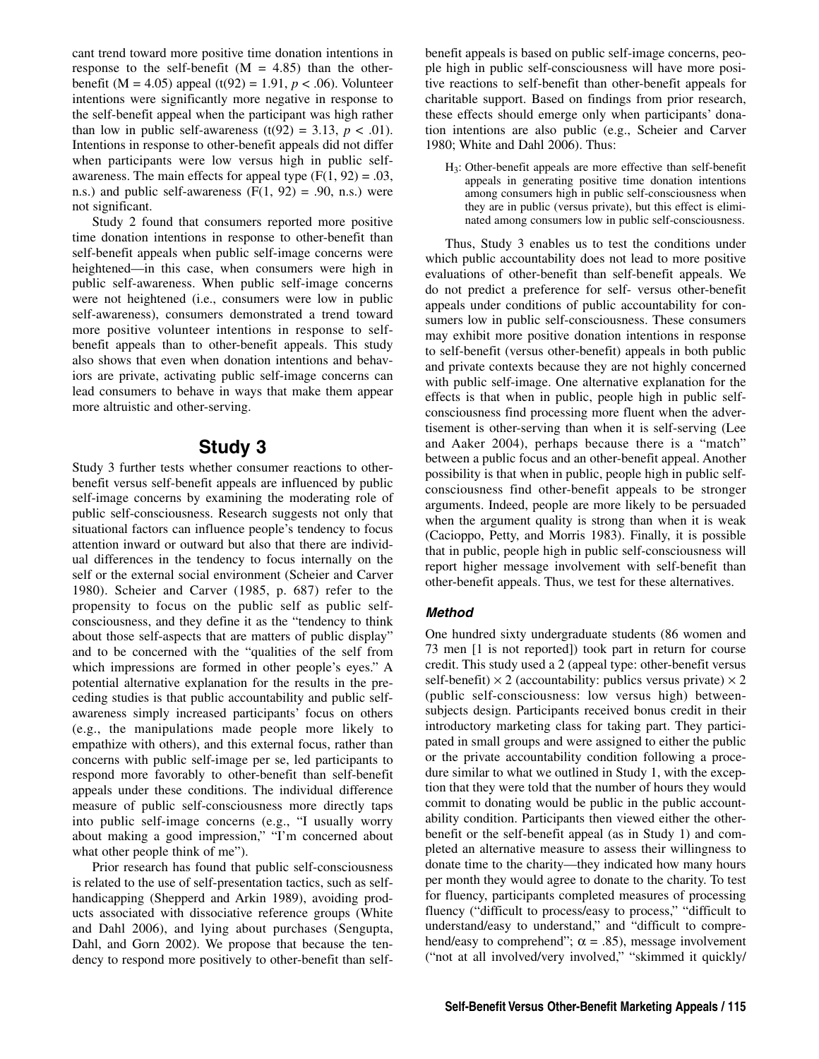cant trend toward more positive time donation intentions in response to the self-benefit (M = 4.85) than the other-benefit (M = 4.05) appeal ($t(92) = 1.91$, $p < .06$). Volunteer intentions were significantly more negative in response to the self-benefit appeal when the participant was high rather than low in public self-awareness ($t(92) = 3.13$, $p < .01$). Intentions in response to other-benefit appeals did not differ when participants were low versus high in public self-awareness. The main effects for appeal type ($F(1, 92) = .03$, n.s.) and public self-awareness ($F(1, 92) = .90$, n.s.) were not significant.

Study 2 found that consumers reported more positive time donation intentions in response to other-benefit than self-benefit appeals when public self-image concerns were heightened—in this case, when consumers were high in public self-awareness. When public self-image concerns were not heightened (i.e., consumers were low in public self-awareness), consumers demonstrated a trend toward more positive volunteer intentions in response to self-benefit appeals than to other-benefit appeals. This study also shows that even when donation intentions and behaviors are private, activating public self-image concerns can lead consumers to behave in ways that make them appear more altruistic and other-serving.

## Study 3

Study 3 further tests whether consumer reactions to other-benefit versus self-benefit appeals are influenced by public self-image concerns by examining the moderating role of public self-consciousness. Research suggests not only that situational factors can influence people's tendency to focus attention inward or outward but also that there are individual differences in the tendency to focus internally on the self or the external social environment (Scheier and Carver 1980). Scheier and Carver (1985, p. 687) refer to the propensity to focus on the public self as public self-consciousness, and they define it as the "tendency to think about those self-aspects that are matters of public display" and to be concerned with the "qualities of the self from which impressions are formed in other people's eyes." A potential alternative explanation for the results in the preceding studies is that public accountability and public self-awareness simply increased participants' focus on others (e.g., the manipulations made people more likely to empathize with others), and this external focus, rather than concerns with public self-image per se, led participants to respond more favorably to other-benefit than self-benefit appeals under these conditions. The individual difference measure of public self-consciousness more directly taps into public self-image concerns (e.g., "I usually worry about making a good impression," "I'm concerned about what other people think of me").

Prior research has found that public self-consciousness is related to the use of self-presentation tactics, such as self-handicapping (Shepperd and Arkin 1989), avoiding products associated with dissociative reference groups (White and Dahl 2006), and lying about purchases (Sengupta, Dahl, and Gorn 2002). We propose that because the tendency to respond more positively to other-benefit than self-benefit appeals is based on public self-image concerns, people high in public self-consciousness will have more positive reactions to self-benefit than other-benefit appeals for charitable support. Based on findings from prior research, these effects should emerge only when participants' donation intentions are also public (e.g., Scheier and Carver 1980; White and Dahl 2006). Thus:

> $H_3$: Other-benefit appeals are more effective than self-benefit appeals in generating positive time donation intentions among consumers high in public self-consciousness when they are in public (versus private), but this effect is eliminated among consumers low in public self-consciousness.

Thus, Study 3 enables us to test the conditions under which public accountability does not lead to more positive evaluations of other-benefit than self-benefit appeals. We do not predict a preference for self- versus other-benefit appeals under conditions of public accountability for consumers low in public self-consciousness. These consumers may exhibit more positive donation intentions in response to self-benefit (versus other-benefit) appeals in both public and private contexts because they are not highly concerned with public self-image. One alternative explanation for the effects is that when in public, people high in public self-consciousness find processing more fluent when the advertisement is other-serving than when it is self-serving (Lee and Aaker 2004), perhaps because there is a "match" between a public focus and an other-benefit appeal. Another possibility is that when in public, people high in public self-consciousness find other-benefit appeals to be stronger arguments. Indeed, people are more likely to be persuaded when the argument quality is strong than when it is weak (Cacioppo, Petty, and Morris 1983). Finally, it is possible that in public, people high in public self-consciousness will report higher message involvement with self-benefit than other-benefit appeals. Thus, we test for these alternatives.

### Method

One hundred sixty undergraduate students (86 women and 73 men [1 is not reported]) took part in return for course credit. This study used a 2 (appeal type: other-benefit versus self-benefit) × 2 (accountability: publics versus private) × 2 (public self-consciousness: low versus high) between-subjects design. Participants received bonus credit in their introductory marketing class for taking part. They participated in small groups and were assigned to either the public or the private accountability condition following a procedure similar to what we outlined in Study 1, with the exception that they were told that the number of hours they would commit to donating would be public in the public accountability condition. Participants then viewed either the other-benefit or the self-benefit appeal (as in Study 1) and completed an alternative measure to assess their willingness to donate time to the charity—they indicated how many hours per month they would agree to donate to the charity. To test for fluency, participants completed measures of processing fluency ("difficult to process/easy to process," "difficult to understand/easy to understand," and "difficult to comprehend/easy to comprehend"; $\alpha = .85$), message involvement ("not at all involved/very involved," "skimmed it quickly/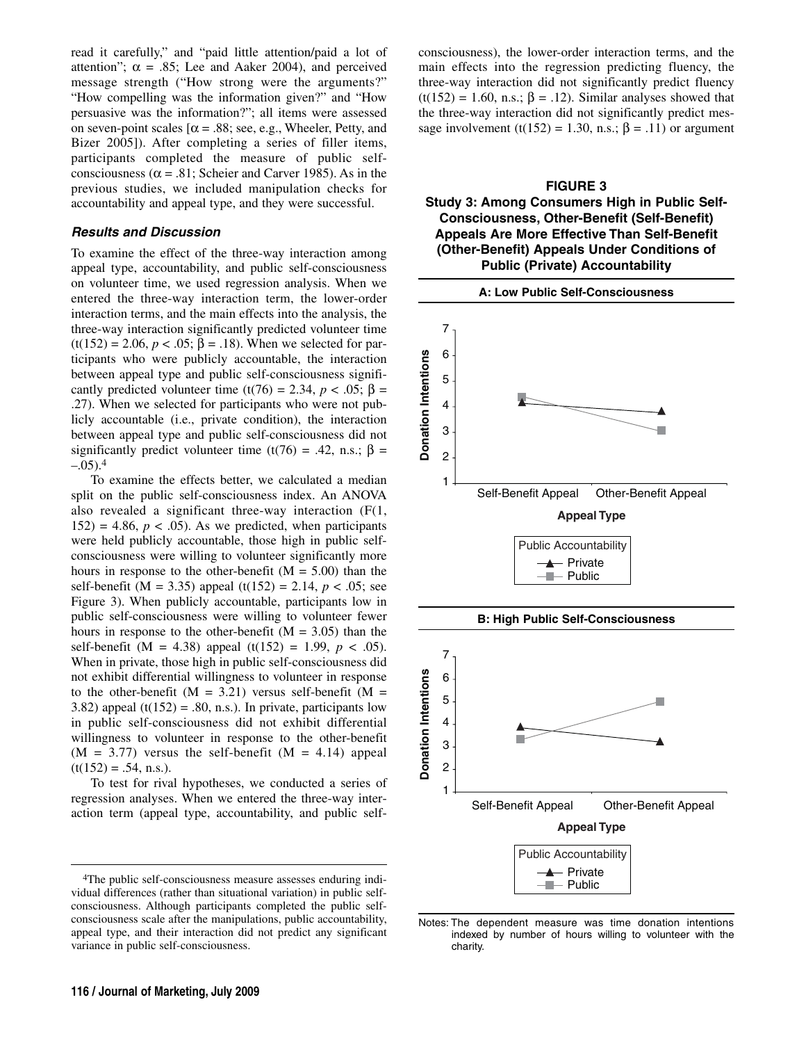read it carefully," and "paid little attention/paid a lot of attention"; $\alpha = .85$; Lee and Aaker 2004), and perceived message strength ("How strong were the arguments?" "How compelling was the information given?" and "How persuasive was the information?"; all items were assessed on seven-point scales [$\alpha = .88$; see, e.g., Wheeler, Petty, and Bizer 2005]). After completing a series of filler items, participants completed the measure of public self-consciousness ($\alpha = .81$; Scheier and Carver 1985). As in the previous studies, we included manipulation checks for accountability and appeal type, and they were successful.

### *Results and Discussion*

To examine the effect of the three-way interaction among appeal type, accountability, and public self-consciousness on volunteer time, we used regression analysis. When we entered the three-way interaction term, the lower-order interaction terms, and the main effects into the analysis, the three-way interaction significantly predicted volunteer time ($t(152) = 2.06$, $p < .05$; $\beta = .18$). When we selected for participants who were publicly accountable, the interaction between appeal type and public self-consciousness significantly predicted volunteer time ($t(76) = 2.34$, $p < .05$; $\beta = .27$). When we selected for participants who were not publicly accountable (i.e., private condition), the interaction between appeal type and public self-consciousness did not significantly predict volunteer time ($t(76) = .42$, n.s.; $\beta = -.05$).[4]

To examine the effects better, we calculated a median split on the public self-consciousness index. An ANOVA also revealed a significant three-way interaction ($F(1, 152) = 4.86$, $p < .05$). As we predicted, when participants were held publicly accountable, those high in public self-consciousness were willing to volunteer significantly more hours in response to the other-benefit ($M = 5.00$) than the self-benefit ($M = 3.35$) appeal ($t(152) = 2.14$, $p < .05$; see Figure 3). When publicly accountable, participants low in public self-consciousness were willing to volunteer fewer hours in response to the other-benefit ($M = 3.05$) than the self-benefit ($M = 4.38$) appeal ($t(152) = 1.99$, $p < .05$). When in private, those high in public self-consciousness did not exhibit differential willingness to volunteer in response to the other-benefit ($M = 3.21$) versus self-benefit ($M = 3.82$) appeal ($t(152) = .80$, n.s.). In private, participants low in public self-consciousness did not exhibit differential willingness to volunteer in response to the other-benefit ($M = 3.77$) versus the self-benefit ($M = 4.14$) appeal ($t(152) = .54$, n.s.).

To test for rival hypotheses, we conducted a series of regression analyses. When we entered the three-way interaction term (appeal type, accountability, and public self-consciousness), the lower-order interaction terms, and the main effects into the regression predicting fluency, the three-way interaction did not significantly predict fluency ($t(152) = 1.60$, n.s.; $\beta = .12$). Similar analyses showed that the three-way interaction did not significantly predict message involvement ($t(152) = 1.30$, n.s.; $\beta = .11$) or argument

**FIGURE 3**
**Study 3: Among Consumers High in Public Self-Consciousness, Other-Benefit (Self-Benefit) Appeals Are More Effective Than Self-Benefit (Other-Benefit) Appeals Under Conditions of Public (Private) Accountability**

**A: Low Public Self-Consciousness**

**B: High Public Self-Consciousness**

Notes: The dependent measure was time donation intentions indexed by number of hours willing to volunteer with the charity.

[4]The public self-consciousness measure assesses enduring individual differences (rather than situational variation) in public self-consciousness. Although participants completed the public self-consciousness scale after the manipulations, public accountability, appeal type, and their interaction did not predict any significant variance in public self-consciousness.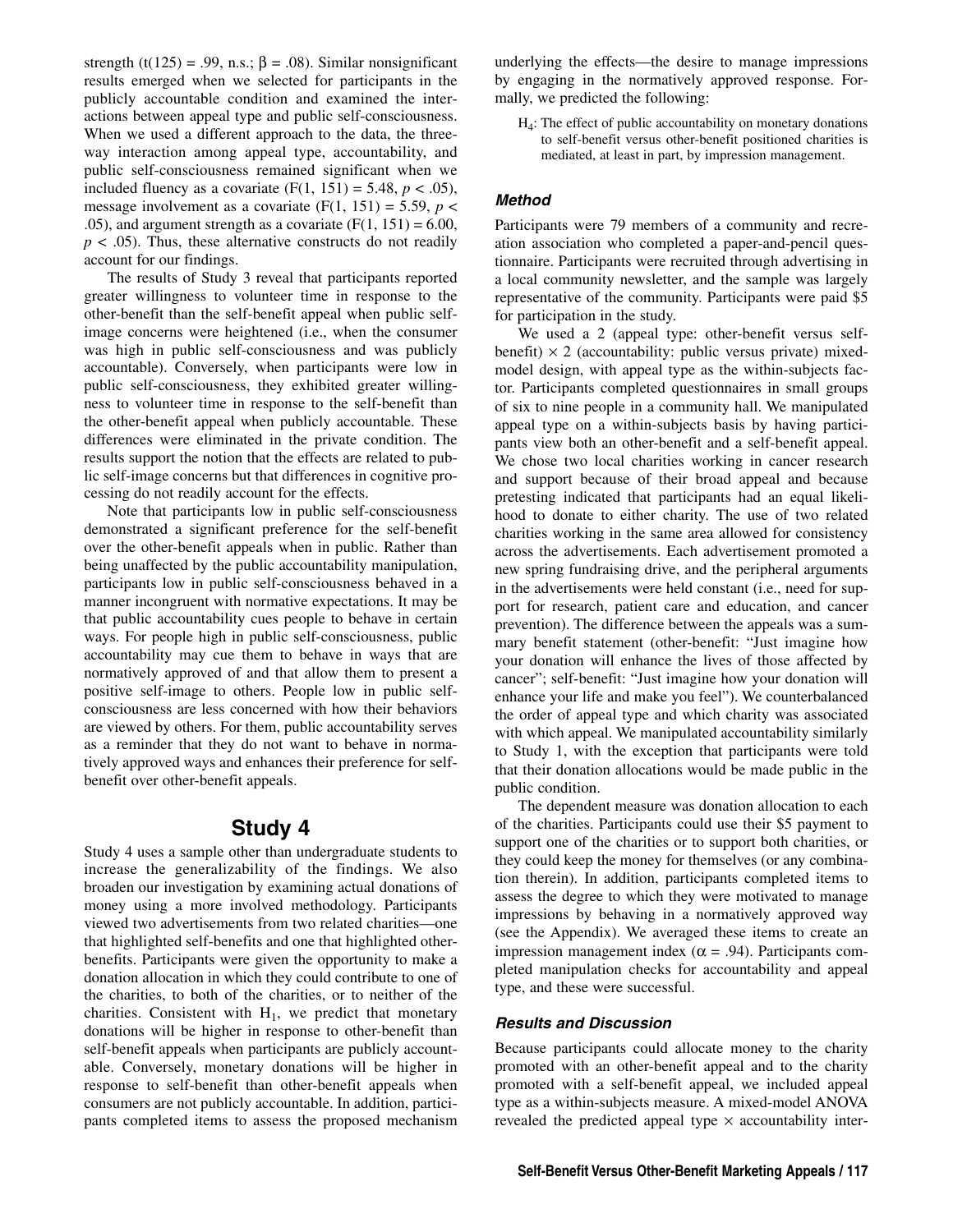strength ($t(125) = .99$, n.s.; $\beta = .08$). Similar nonsignificant results emerged when we selected for participants in the publicly accountable condition and examined the interactions between appeal type and public self-consciousness. When we used a different approach to the data, the three-way interaction among appeal type, accountability, and public self-consciousness remained significant when we included fluency as a covariate ($F(1, 151) = 5.48$, $p < .05$), message involvement as a covariate ($F(1, 151) = 5.59$, $p < .05$), and argument strength as a covariate ($F(1, 151) = 6.00$, $p < .05$). Thus, these alternative constructs do not readily account for our findings.

The results of Study 3 reveal that participants reported greater willingness to volunteer time in response to the other-benefit than the self-benefit appeal when public self-image concerns were heightened (i.e., when the consumer was high in public self-consciousness and was publicly accountable). Conversely, when participants were low in public self-consciousness, they exhibited greater willingness to volunteer time in response to the self-benefit than the other-benefit appeal when publicly accountable. These differences were eliminated in the private condition. The results support the notion that the effects are related to public self-image concerns but that differences in cognitive processing do not readily account for the effects.

Note that participants low in public self-consciousness demonstrated a significant preference for the self-benefit over the other-benefit appeals when in public. Rather than being unaffected by the public accountability manipulation, participants low in public self-consciousness behaved in a manner incongruent with normative expectations. It may be that public accountability cues people to behave in certain ways. For people high in public self-consciousness, public accountability may cue them to behave in ways that are normatively approved of and that allow them to present a positive self-image to others. People low in public self-consciousness are less concerned with how their behaviors are viewed by others. For them, public accountability serves as a reminder that they do not want to behave in normatively approved ways and enhances their preference for self-benefit over other-benefit appeals.

## Study 4

Study 4 uses a sample other than undergraduate students to increase the generalizability of the findings. We also broaden our investigation by examining actual donations of money using a more involved methodology. Participants viewed two advertisements from two related charities—one that highlighted self-benefits and one that highlighted other-benefits. Participants were given the opportunity to make a donation allocation in which they could contribute to one of the charities, to both of the charities, or to neither of the charities. Consistent with $H_1$, we predict that monetary donations will be higher in response to other-benefit than self-benefit appeals when participants are publicly accountable. Conversely, monetary donations will be higher in response to self-benefit than other-benefit appeals when consumers are not publicly accountable. In addition, participants completed items to assess the proposed mechanism underlying the effects—the desire to manage impressions by engaging in the normatively approved response. Formally, we predicted the following:

> $H_4$: The effect of public accountability on monetary donations to self-benefit versus other-benefit positioned charities is mediated, at least in part, by impression management.

### *Method*

Participants were 79 members of a community and recreation association who completed a paper-and-pencil questionnaire. Participants were recruited through advertising in a local community newsletter, and the sample was largely representative of the community. Participants were paid $5 for participation in the study.

We used a 2 (appeal type: other-benefit versus self-benefit) × 2 (accountability: public versus private) mixed-model design, with appeal type as the within-subjects factor. Participants completed questionnaires in small groups of six to nine people in a community hall. We manipulated appeal type on a within-subjects basis by having participants view both an other-benefit and a self-benefit appeal. We chose two local charities working in cancer research and support because of their broad appeal and because pretesting indicated that participants had an equal likelihood to donate to either charity. The use of two related charities working in the same area allowed for consistency across the advertisements. Each advertisement promoted a new spring fundraising drive, and the peripheral arguments in the advertisements were held constant (i.e., need for support for research, patient care and education, and cancer prevention). The difference between the appeals was a summary benefit statement (other-benefit: "Just imagine how your donation will enhance the lives of those affected by cancer"; self-benefit: "Just imagine how your donation will enhance your life and make you feel"). We counterbalanced the order of appeal type and which charity was associated with which appeal. We manipulated accountability similarly to Study 1, with the exception that participants were told that their donation allocations would be made public in the public condition.

The dependent measure was donation allocation to each of the charities. Participants could use their $5 payment to support one of the charities or to support both charities, or they could keep the money for themselves (or any combination therein). In addition, participants completed items to assess the degree to which they were motivated to manage impressions by behaving in a normatively approved way (see the Appendix). We averaged these items to create an impression management index ($\alpha = .94$). Participants completed manipulation checks for accountability and appeal type, and these were successful.

### *Results and Discussion*

Because participants could allocate money to the charity promoted with an other-benefit appeal and to the charity promoted with a self-benefit appeal, we included appeal type as a within-subjects measure. A mixed-model ANOVA revealed the predicted appeal type × accountability inter-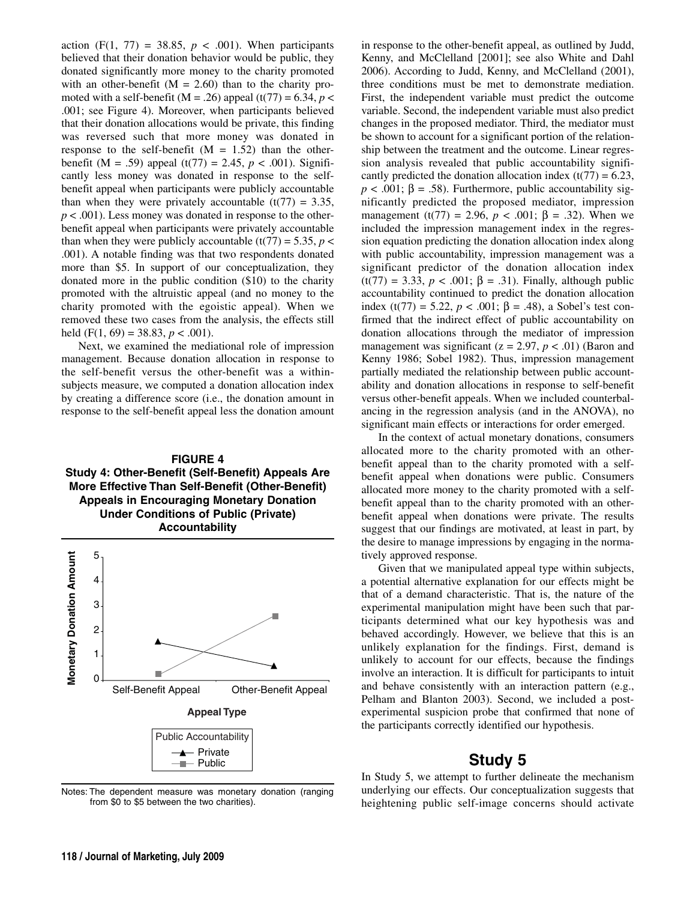action ($F(1, 77) = 38.85$, $p < .001$). When participants believed that their donation behavior would be public, they donated significantly more money to the charity promoted with an other-benefit ($M = 2.60$) than to the charity promoted with a self-benefit ($M = .26$) appeal ($t(77) = 6.34$, $p < .001$; see Figure 4). Moreover, when participants believed that their donation allocations would be private, this finding was reversed such that more money was donated in response to the self-benefit ($M = 1.52$) than the other-benefit ($M = .59$) appeal ($t(77) = 2.45$, $p < .001$). Significantly less money was donated in response to the self-benefit appeal when participants were publicly accountable than when they were privately accountable ($t(77) = 3.35$, $p < .001$). Less money was donated in response to the other-benefit appeal when participants were privately accountable than when they were publicly accountable ($t(77) = 5.35$, $p < .001$). A notable finding was that two respondents donated more than $5. In support of our conceptualization, they donated more in the public condition ($10) to the charity promoted with the altruistic appeal (and no money to the charity promoted with the egoistic appeal). When we removed these two cases from the analysis, the effects still held ($F(1, 69) = 38.83$, $p < .001$).

Next, we examined the mediational role of impression management. Because donation allocation in response to the self-benefit versus the other-benefit was a within-subjects measure, we computed a donation allocation index by creating a difference score (i.e., the donation amount in response to the self-benefit appeal less the donation amount in response to the other-benefit appeal, as outlined by Judd, Kenny, and McClelland [2001]; see also White and Dahl 2006). According to Judd, Kenny, and McClelland (2001), three conditions must be met to demonstrate mediation. First, the independent variable must predict the outcome variable. Second, the independent variable must also predict changes in the proposed mediator. Third, the mediator must be shown to account for a significant portion of the relationship between the treatment and the outcome. Linear regression analysis revealed that public accountability significantly predicted the donation allocation index ($t(77) = 6.23$, $p < .001$; $\beta = .58$). Furthermore, public accountability significantly predicted the proposed mediator, impression management ($t(77) = 2.96$, $p < .001$; $\beta = .32$). When we included the impression management index in the regression equation predicting the donation allocation index along with public accountability, impression management was a significant predictor of the donation allocation index ($t(77) = 3.33$, $p < .001$; $\beta = .31$). Finally, although public accountability continued to predict the donation allocation index ($t(77) = 5.22$, $p < .001$; $\beta = .48$), a Sobel's test confirmed that the indirect effect of public accountability on donation allocations through the mediator of impression management was significant ($z = 2.97$, $p < .01$) (Baron and Kenny 1986; Sobel 1982). Thus, impression management partially mediated the relationship between public accountability and donation allocations in response to self-benefit versus other-benefit appeals. When we included counterbalancing in the regression analysis (and in the ANOVA), no significant main effects or interactions for order emerged.

**FIGURE 4**
**Study 4: Other-Benefit (Self-Benefit) Appeals Are More Effective Than Self-Benefit (Other-Benefit) Appeals in Encouraging Monetary Donation Under Conditions of Public (Private) Accountability**

Notes: The dependent measure was monetary donation (ranging from $0 to $5 between the two charities).

In the context of actual monetary donations, consumers allocated more to the charity promoted with an other-benefit appeal than to the charity promoted with a self-benefit appeal when donations were public. Consumers allocated more money to the charity promoted with a self-benefit appeal than to the charity promoted with an other-benefit appeal when donations were private. The results suggest that our findings are motivated, at least in part, by the desire to manage impressions by engaging in the normatively approved response.

Given that we manipulated appeal type within subjects, a potential alternative explanation for our effects might be that of a demand characteristic. That is, the nature of the experimental manipulation might have been such that participants determined what our key hypothesis was and behaved accordingly. However, we believe that this is an unlikely explanation for the findings. First, demand is unlikely to account for our effects, because the findings involve an interaction. It is difficult for participants to intuit and behave consistently with an interaction pattern (e.g., Pelham and Blanton 2003). Second, we included a post-experimental suspicion probe that confirmed that none of the participants correctly identified our hypothesis.

## Study 5

In Study 5, we attempt to further delineate the mechanism underlying our effects. Our conceptualization suggests that heightening public self-image concerns should activate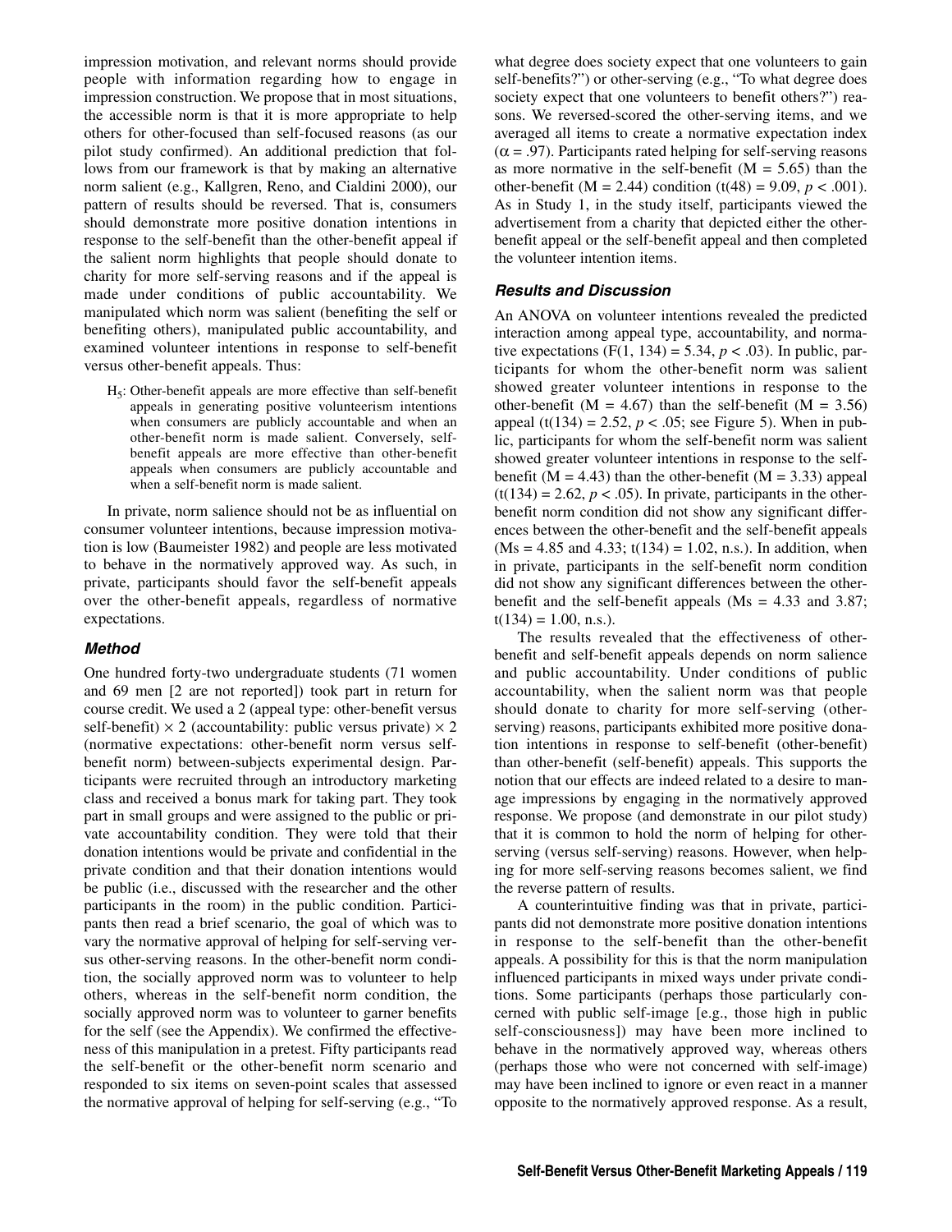impression motivation, and relevant norms should provide people with information regarding how to engage in impression construction. We propose that in most situations, the accessible norm is that it is more appropriate to help others for other-focused than self-focused reasons (as our pilot study confirmed). An additional prediction that follows from our framework is that by making an alternative norm salient (e.g., Kallgren, Reno, and Cialdini 2000), our pattern of results should be reversed. That is, consumers should demonstrate more positive donation intentions in response to the self-benefit than the other-benefit appeal if the salient norm highlights that people should donate to charity for more self-serving reasons and if the appeal is made under conditions of public accountability. We manipulated which norm was salient (benefiting the self or benefiting others), manipulated public accountability, and examined volunteer intentions in response to self-benefit versus other-benefit appeals. Thus:

> $H_5$: Other-benefit appeals are more effective than self-benefit appeals in generating positive volunteerism intentions when consumers are publicly accountable and when an other-benefit norm is made salient. Conversely, self-benefit appeals are more effective than other-benefit appeals when consumers are publicly accountable and when a self-benefit norm is made salient.

In private, norm salience should not be as influential on consumer volunteer intentions, because impression motivation is low (Baumeister 1982) and people are less motivated to behave in the normatively approved way. As such, in private, participants should favor the self-benefit appeals over the other-benefit appeals, regardless of normative expectations.

### *Method*

One hundred forty-two undergraduate students (71 women and 69 men [2 are not reported]) took part in return for course credit. We used a 2 (appeal type: other-benefit versus self-benefit) × 2 (accountability: public versus private) × 2 (normative expectations: other-benefit norm versus self-benefit norm) between-subjects experimental design. Participants were recruited through an introductory marketing class and received a bonus mark for taking part. They took part in small groups and were assigned to the public or private accountability condition. They were told that their donation intentions would be private and confidential in the private condition and that their donation intentions would be public (i.e., discussed with the researcher and the other participants in the room) in the public condition. Participants then read a brief scenario, the goal of which was to vary the normative approval of helping for self-serving versus other-serving reasons. In the other-benefit norm condition, the socially approved norm was to volunteer to help others, whereas in the self-benefit norm condition, the socially approved norm was to volunteer to garner benefits for the self (see the Appendix). We confirmed the effectiveness of this manipulation in a pretest. Fifty participants read the self-benefit or the other-benefit norm scenario and responded to six items on seven-point scales that assessed the normative approval of helping for self-serving (e.g., "To what degree does society expect that one volunteers to gain self-benefits?") or other-serving (e.g., "To what degree does society expect that one volunteers to benefit others?") reasons. We reversed-scored the other-serving items, and we averaged all items to create a normative expectation index ($\alpha = .97$). Participants rated helping for self-serving reasons as more normative in the self-benefit ($M = 5.65$) than the other-benefit ($M = 2.44$) condition ($t(48) = 9.09$, $p < .001$). As in Study 1, in the study itself, participants viewed the advertisement from a charity that depicted either the other-benefit appeal or the self-benefit appeal and then completed the volunteer intention items.

### *Results and Discussion*

An ANOVA on volunteer intentions revealed the predicted interaction among appeal type, accountability, and normative expectations ($F(1, 134) = 5.34$, $p < .03$). In public, participants for whom the other-benefit norm was salient showed greater volunteer intentions in response to the other-benefit ($M = 4.67$) than the self-benefit ($M = 3.56$) appeal ($t(134) = 2.52$, $p < .05$; see Figure 5). When in public, participants for whom the self-benefit norm was salient showed greater volunteer intentions in response to the self-benefit ($M = 4.43$) than the other-benefit ($M = 3.33$) appeal ($t(134) = 2.62$, $p < .05$). In private, participants in the other-benefit norm condition did not show any significant differences between the other-benefit and the self-benefit appeals (Ms = 4.85 and 4.33; $t(134) = 1.02$, n.s.). In addition, when in private, participants in the self-benefit norm condition did not show any significant differences between the other-benefit and the self-benefit appeals (Ms = 4.33 and 3.87; $t(134) = 1.00$, n.s.).

The results revealed that the effectiveness of other-benefit and self-benefit appeals depends on norm salience and public accountability. Under conditions of public accountability, when the salient norm was that people should donate to charity for more self-serving (other-serving) reasons, participants exhibited more positive donation intentions in response to self-benefit (other-benefit) than other-benefit (self-benefit) appeals. This supports the notion that our effects are indeed related to a desire to manage impressions by engaging in the normatively approved response. We propose (and demonstrate in our pilot study) that it is common to hold the norm of helping for other-serving (versus self-serving) reasons. However, when helping for more self-serving reasons becomes salient, we find the reverse pattern of results.

A counterintuitive finding was that in private, participants did not demonstrate more positive donation intentions in response to the self-benefit than the other-benefit appeals. A possibility for this is that the norm manipulation influenced participants in mixed ways under private conditions. Some participants (perhaps those particularly concerned with public self-image [e.g., those high in public self-consciousness]) may have been more inclined to behave in the normatively approved way, whereas others (perhaps those who were not concerned with self-image) may have been inclined to ignore or even react in a manner opposite to the normatively approved response. As a result,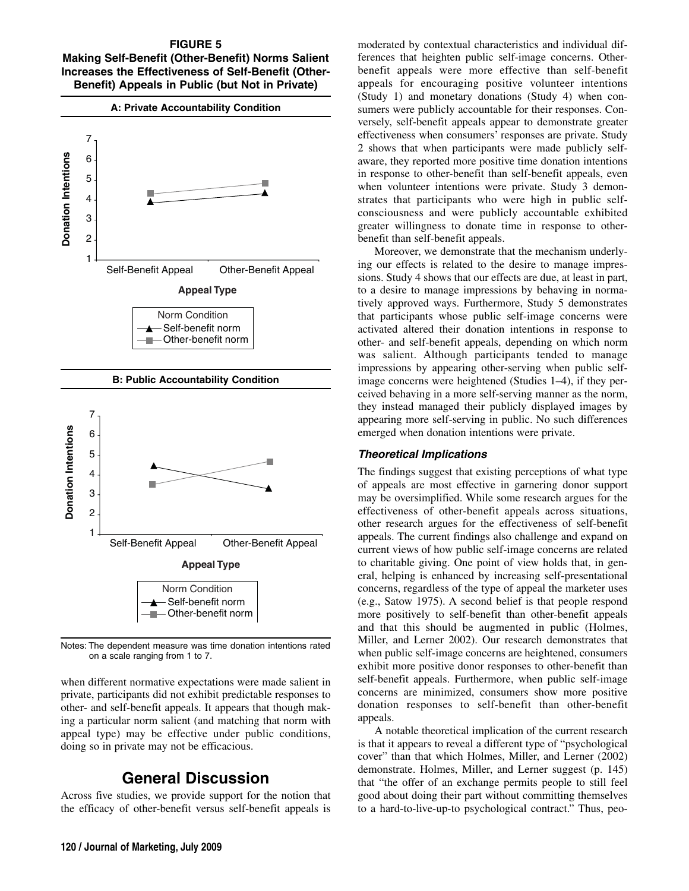**FIGURE 5**
**Making Self-Benefit (Other-Benefit) Norms Salient Increases the Effectiveness of Self-Benefit (Other-Benefit) Appeals in Public (but Not in Private)**

**A: Private Accountability Condition**

**B: Public Accountability Condition**

Notes: The dependent measure was time donation intentions rated on a scale ranging from 1 to 7.

when different normative expectations were made salient in private, participants did not exhibit predictable responses to other- and self-benefit appeals. It appears that though making a particular norm salient (and matching that norm with appeal type) may be effective under public conditions, doing so in private may not be efficacious.

# General Discussion

Across five studies, we provide support for the notion that the efficacy of other-benefit versus self-benefit appeals is moderated by contextual characteristics and individual differences that heighten public self-image concerns. Other-benefit appeals were more effective than self-benefit appeals for encouraging positive volunteer intentions (Study 1) and monetary donations (Study 4) when consumers were publicly accountable for their responses. Conversely, self-benefit appeals appear to demonstrate greater effectiveness when consumers' responses are private. Study 2 shows that when participants were made publicly self-aware, they reported more positive time donation intentions in response to other-benefit than self-benefit appeals, even when volunteer intentions were private. Study 3 demonstrates that participants who were high in public self-consciousness and were publicly accountable exhibited greater willingness to donate time in response to other-benefit than self-benefit appeals.

Moreover, we demonstrate that the mechanism underlying our effects is related to the desire to manage impressions. Study 4 shows that our effects are due, at least in part, to a desire to manage impressions by behaving in normatively approved ways. Furthermore, Study 5 demonstrates that participants whose public self-image concerns were activated altered their donation intentions in response to other- and self-benefit appeals, depending on which norm was salient. Although participants tended to manage impressions by appearing other-serving when public self-image concerns were heightened (Studies 1–4), if they perceived behaving in a more self-serving manner as the norm, they instead managed their publicly displayed images by appearing more self-serving in public. No such differences emerged when donation intentions were private.

### *Theoretical Implications*

The findings suggest that existing perceptions of what type of appeals are most effective in garnering donor support may be oversimplified. While some research argues for the effectiveness of other-benefit appeals across situations, other research argues for the effectiveness of self-benefit appeals. The current findings also challenge and expand on current views of how public self-image concerns are related to charitable giving. One point of view holds that, in general, helping is enhanced by increasing self-presentational concerns, regardless of the type of appeal the marketer uses (e.g., Satow 1975). A second belief is that people respond more positively to self-benefit than other-benefit appeals and that this should be augmented in public (Holmes, Miller, and Lerner 2002). Our research demonstrates that when public self-image concerns are heightened, consumers exhibit more positive donor responses to other-benefit than self-benefit appeals. Furthermore, when public self-image concerns are minimized, consumers show more positive donation responses to self-benefit than other-benefit appeals.

A notable theoretical implication of the current research is that it appears to reveal a different type of "psychological cover" than that which Holmes, Miller, and Lerner (2002) demonstrate. Holmes, Miller, and Lerner suggest (p. 145) that "the offer of an exchange permits people to still feel good about doing their part without committing themselves to a hard-to-live-up-to psychological contract." Thus, peo-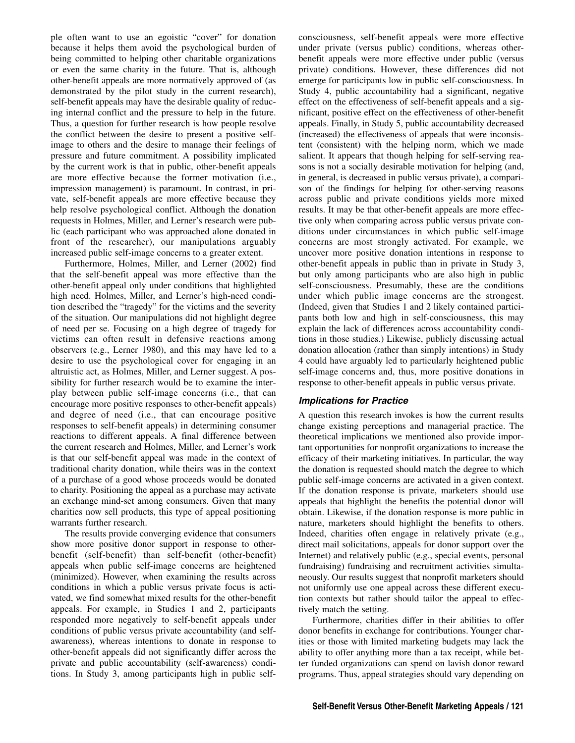ple often want to use an egoistic "cover" for donation because it helps them avoid the psychological burden of being committed to helping other charitable organizations or even the same charity in the future. That is, although other-benefit appeals are more normatively approved of (as demonstrated by the pilot study in the current research), self-benefit appeals may have the desirable quality of reducing internal conflict and the pressure to help in the future. Thus, a question for further research is how people resolve the conflict between the desire to present a positive self-image to others and the desire to manage their feelings of pressure and future commitment. A possibility implicated by the current work is that in public, other-benefit appeals are more effective because the former motivation (i.e., impression management) is paramount. In contrast, in private, self-benefit appeals are more effective because they help resolve psychological conflict. Although the donation requests in Holmes, Miller, and Lerner's research were public (each participant who was approached alone donated in front of the researcher), our manipulations arguably increased public self-image concerns to a greater extent.

Furthermore, Holmes, Miller, and Lerner (2002) find that the self-benefit appeal was more effective than the other-benefit appeal only under conditions that highlighted high need. Holmes, Miller, and Lerner's high-need condition described the "tragedy" for the victims and the severity of the situation. Our manipulations did not highlight degree of need per se. Focusing on a high degree of tragedy for victims can often result in defensive reactions among observers (e.g., Lerner 1980), and this may have led to a desire to use the psychological cover for engaging in an altruistic act, as Holmes, Miller, and Lerner suggest. A possibility for further research would be to examine the interplay between public self-image concerns (i.e., that can encourage more positive responses to other-benefit appeals) and degree of need (i.e., that can encourage positive responses to self-benefit appeals) in determining consumer reactions to different appeals. A final difference between the current research and Holmes, Miller, and Lerner's work is that our self-benefit appeal was made in the context of traditional charity donation, while theirs was in the context of a purchase of a good whose proceeds would be donated to charity. Positioning the appeal as a purchase may activate an exchange mind-set among consumers. Given that many charities now sell products, this type of appeal positioning warrants further research.

The results provide converging evidence that consumers show more positive donor support in response to other-benefit (self-benefit) than self-benefit (other-benefit) appeals when public self-image concerns are heightened (minimized). However, when examining the results across conditions in which a public versus private focus is activated, we find somewhat mixed results for the other-benefit appeals. For example, in Studies 1 and 2, participants responded more negatively to self-benefit appeals under conditions of public versus private accountability (and self-awareness), whereas intentions to donate in response to other-benefit appeals did not significantly differ across the private and public accountability (self-awareness) conditions. In Study 3, among participants high in public self-consciousness, self-benefit appeals were more effective under private (versus public) conditions, whereas other-benefit appeals were more effective under public (versus private) conditions. However, these differences did not emerge for participants low in public self-consciousness. In Study 4, public accountability had a significant, negative effect on the effectiveness of self-benefit appeals and a significant, positive effect on the effectiveness of other-benefit appeals. Finally, in Study 5, public accountability decreased (increased) the effectiveness of appeals that were inconsistent (consistent) with the helping norm, which we made salient. It appears that though helping for self-serving reasons is not a socially desirable motivation for helping (and, in general, is decreased in public versus private), a comparison of the findings for helping for other-serving reasons across public and private conditions yields more mixed results. It may be that other-benefit appeals are more effective only when comparing across public versus private conditions under circumstances in which public self-image concerns are most strongly activated. For example, we uncover more positive donation intentions in response to other-benefit appeals in public than in private in Study 3, but only among participants who are also high in public self-consciousness. Presumably, these are the conditions under which public image concerns are the strongest. (Indeed, given that Studies 1 and 2 likely contained participants both low and high in self-consciousness, this may explain the lack of differences across accountability conditions in those studies.) Likewise, publicly discussing actual donation allocation (rather than simply intentions) in Study 4 could have arguably led to particularly heightened public self-image concerns and, thus, more positive donations in response to other-benefit appeals in public versus private.

### *Implications for Practice*

A question this research invokes is how the current results change existing perceptions and managerial practice. The theoretical implications we mentioned also provide important opportunities for nonprofit organizations to increase the efficacy of their marketing initiatives. In particular, the way the donation is requested should match the degree to which public self-image concerns are activated in a given context. If the donation response is private, marketers should use appeals that highlight the benefits the potential donor will obtain. Likewise, if the donation response is more public in nature, marketers should highlight the benefits to others. Indeed, charities often engage in relatively private (e.g., direct mail solicitations, appeals for donor support over the Internet) and relatively public (e.g., special events, personal fundraising) fundraising and recruitment activities simultaneously. Our results suggest that nonprofit marketers should not uniformly use one appeal across these different execution contexts but rather should tailor the appeal to effectively match the setting.

Furthermore, charities differ in their abilities to offer donor benefits in exchange for contributions. Younger charities or those with limited marketing budgets may lack the ability to offer anything more than a tax receipt, while better funded organizations can spend on lavish donor reward programs. Thus, appeal strategies should vary depending on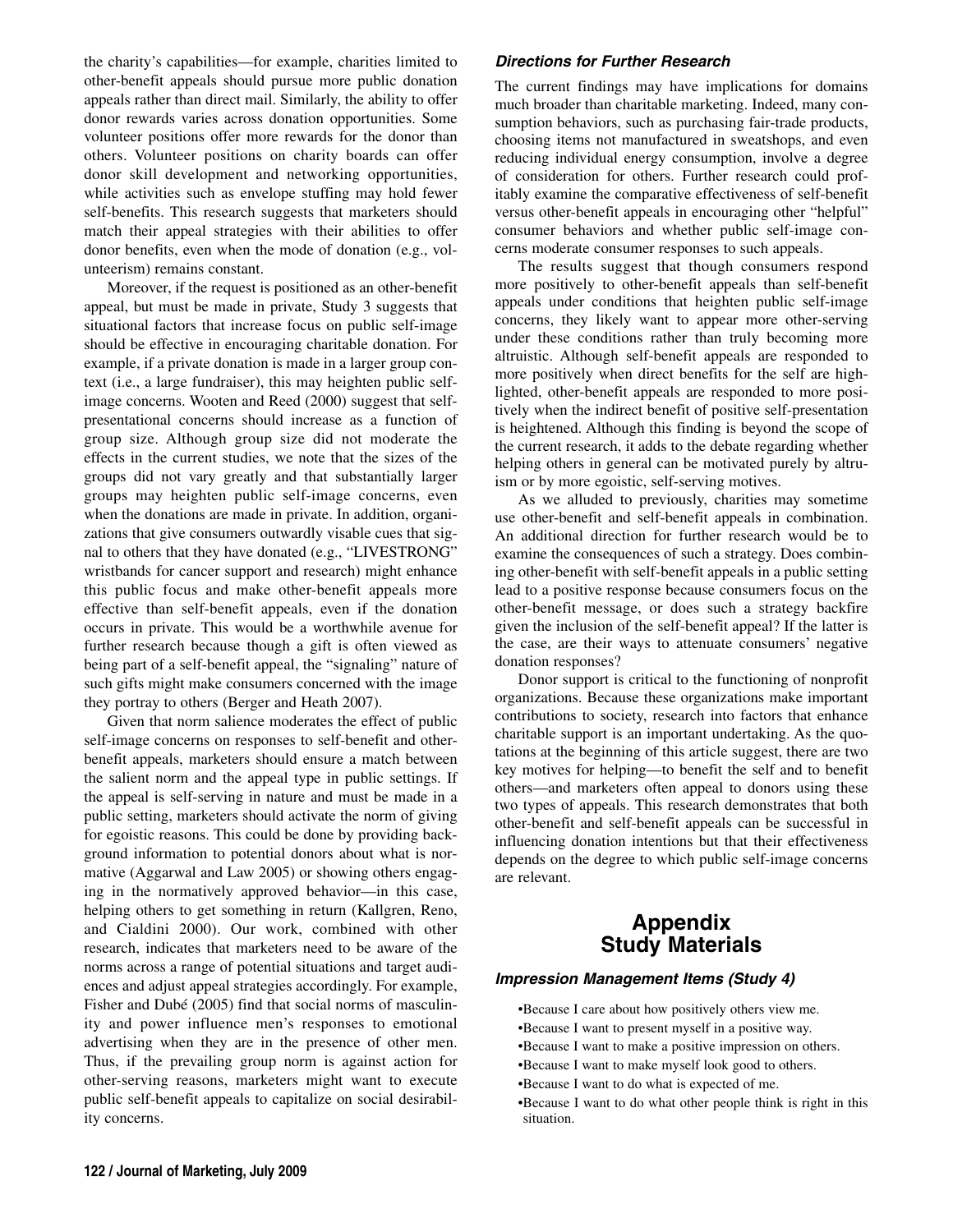the charity's capabilities—for example, charities limited to other-benefit appeals should pursue more public donation appeals rather than direct mail. Similarly, the ability to offer donor rewards varies across donation opportunities. Some volunteer positions offer more rewards for the donor than others. Volunteer positions on charity boards can offer donor skill development and networking opportunities, while activities such as envelope stuffing may hold fewer self-benefits. This research suggests that marketers should match their appeal strategies with their abilities to offer donor benefits, even when the mode of donation (e.g., volunteerism) remains constant.

Moreover, if the request is positioned as an other-benefit appeal, but must be made in private, Study 3 suggests that situational factors that increase focus on public self-image should be effective in encouraging charitable donation. For example, if a private donation is made in a larger group context (i.e., a large fundraiser), this may heighten public self-image concerns. Wooten and Reed (2000) suggest that self-presentational concerns should increase as a function of group size. Although group size did not moderate the effects in the current studies, we note that the sizes of the groups did not vary greatly and that substantially larger groups may heighten public self-image concerns, even when the donations are made in private. In addition, organizations that give consumers outwardly visable cues that signal to others that they have donated (e.g., "LIVESTRONG" wristbands for cancer support and research) might enhance this public focus and make other-benefit appeals more effective than self-benefit appeals, even if the donation occurs in private. This would be a worthwhile avenue for further research because though a gift is often viewed as being part of a self-benefit appeal, the "signaling" nature of such gifts might make consumers concerned with the image they portray to others (Berger and Heath 2007).

Given that norm salience moderates the effect of public self-image concerns on responses to self-benefit and other-benefit appeals, marketers should ensure a match between the salient norm and the appeal type in public settings. If the appeal is self-serving in nature and must be made in a public setting, marketers should activate the norm of giving for egoistic reasons. This could be done by providing background information to potential donors about what is normative (Aggarwal and Law 2005) or showing others engaging in the normatively approved behavior—in this case, helping others to get something in return (Kallgren, Reno, and Cialdini 2000). Our work, combined with other research, indicates that marketers need to be aware of the norms across a range of potential situations and target audiences and adjust appeal strategies accordingly. For example, Fisher and Dubé (2005) find that social norms of masculinity and power influence men's responses to emotional advertising when they are in the presence of other men. Thus, if the prevailing group norm is against action for other-serving reasons, marketers might want to execute public self-benefit appeals to capitalize on social desirability concerns.

### *Directions for Further Research*

The current findings may have implications for domains much broader than charitable marketing. Indeed, many consumption behaviors, such as purchasing fair-trade products, choosing items not manufactured in sweatshops, and even reducing individual energy consumption, involve a degree of consideration for others. Further research could profitably examine the comparative effectiveness of self-benefit versus other-benefit appeals in encouraging other "helpful" consumer behaviors and whether public self-image concerns moderate consumer responses to such appeals.

The results suggest that though consumers respond more positively to other-benefit appeals than self-benefit appeals under conditions that heighten public self-image concerns, they likely want to appear more other-serving under these conditions rather than truly becoming more altruistic. Although self-benefit appeals are responded to more positively when direct benefits for the self are highlighted, other-benefit appeals are responded to more positively when the indirect benefit of positive self-presentation is heightened. Although this finding is beyond the scope of the current research, it adds to the debate regarding whether helping others in general can be motivated purely by altruism or by more egoistic, self-serving motives.

As we alluded to previously, charities may sometime use other-benefit and self-benefit appeals in combination. An additional direction for further research would be to examine the consequences of such a strategy. Does combining other-benefit with self-benefit appeals in a public setting lead to a positive response because consumers focus on the other-benefit message, or does such a strategy backfire given the inclusion of the self-benefit appeal? If the latter is the case, are their ways to attenuate consumers' negative donation responses?

Donor support is critical to the functioning of nonprofit organizations. Because these organizations make important contributions to society, research into factors that enhance charitable support is an important undertaking. As the quotations at the beginning of this article suggest, there are two key motives for helping—to benefit the self and to benefit others—and marketers often appeal to donors using these two types of appeals. This research demonstrates that both other-benefit and self-benefit appeals can be successful in influencing donation intentions but that their effectiveness depends on the degree to which public self-image concerns are relevant.

## Appendix
## Study Materials

### *Impression Management Items (Study 4)*

- Because I care about how positively others view me.
- Because I want to present myself in a positive way.
- Because I want to make a positive impression on others.
- Because I want to make myself look good to others.
- Because I want to do what is expected of me.
- Because I want to do what other people think is right in this situation.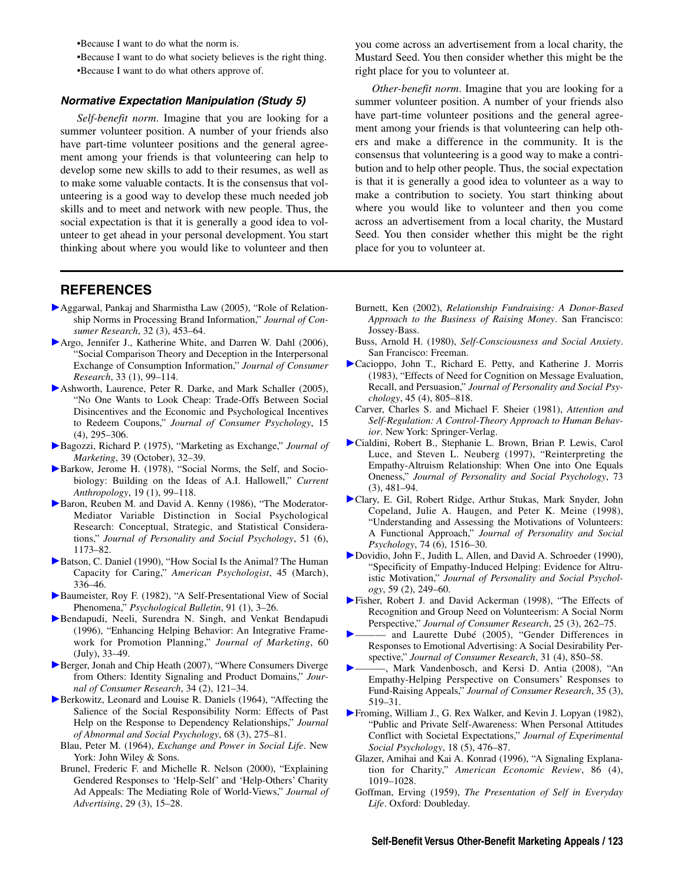•Because I want to do what the norm is.
•Because I want to do what society believes is the right thing.
•Because I want to do what others approve of.

### *Normative Expectation Manipulation (Study 5)*

*Self-benefit norm.* Imagine that you are looking for a summer volunteer position. A number of your friends also have part-time volunteer positions and the general agreement among your friends is that volunteering can help to develop some new skills to add to their resumes, as well as to make some valuable contacts. It is the consensus that volunteering is a good way to develop these much needed job skills and to meet and network with new people. Thus, the social expectation is that it is generally a good idea to volunteer to get ahead in your personal development. You start thinking about where you would like to volunteer and then you come across an advertisement from a local charity, the Mustard Seed. You then consider whether this might be the right place for you to volunteer at.

*Other-benefit norm.* Imagine that you are looking for a summer volunteer position. A number of your friends also have part-time volunteer positions and the general agreement among your friends is that volunteering can help others and make a difference in the community. It is the consensus that volunteering is a good way to make a contribution and to help other people. Thus, the social expectation is that it is generally a good idea to volunteer as a way to make a contribution to society. You start thinking about where you would like to volunteer and then you come across an advertisement from a local charity, the Mustard Seed. You then consider whether this might be the right place for you to volunteer at.

## REFERENCES

Aggarwal, Pankaj and Sharmistha Law (2005), "Role of Relationship Norms in Processing Brand Information," *Journal of Consumer Research*, 32 (3), 453–64.

Argo, Jennifer J., Katherine White, and Darren W. Dahl (2006), "Social Comparison Theory and Deception in the Interpersonal Exchange of Consumption Information," *Journal of Consumer Research*, 33 (1), 99–114.

Ashworth, Laurence, Peter R. Darke, and Mark Schaller (2005), "No One Wants to Look Cheap: Trade-Offs Between Social Disincentives and the Economic and Psychological Incentives to Redeem Coupons," *Journal of Consumer Psychology*, 15 (4), 295–306.

Bagozzi, Richard P. (1975), "Marketing as Exchange," *Journal of Marketing*, 39 (October), 32–39.

Barkow, Jerome H. (1978), "Social Norms, the Self, and Sociobiology: Building on the Ideas of A.I. Hallowell," *Current Anthropology*, 19 (1), 99–118.

Baron, Reuben M. and David A. Kenny (1986), "The Moderator-Mediator Variable Distinction in Social Psychological Research: Conceptual, Strategic, and Statistical Considerations," *Journal of Personality and Social Psychology*, 51 (6), 1173–82.

Batson, C. Daniel (1990), "How Social Is the Animal? The Human Capacity for Caring," *American Psychologist*, 45 (March), 336–46.

Baumeister, Roy F. (1982), "A Self-Presentational View of Social Phenomena," *Psychological Bulletin*, 91 (1), 3–26.

Bendapudi, Neeli, Surendra N. Singh, and Venkat Bendapudi (1996), "Enhancing Helping Behavior: An Integrative Framework for Promotion Planning," *Journal of Marketing*, 60 (July), 33–49.

Berger, Jonah and Chip Heath (2007), "Where Consumers Diverge from Others: Identity Signaling and Product Domains," *Journal of Consumer Research*, 34 (2), 121–34.

Berkowitz, Leonard and Louise R. Daniels (1964), "Affecting the Salience of the Social Responsibility Norm: Effects of Past Help on the Response to Dependency Relationships," *Journal of Abnormal and Social Psychology*, 68 (3), 275–81.

Blau, Peter M. (1964), *Exchange and Power in Social Life*. New York: John Wiley & Sons.

Brunel, Frederic F. and Michelle R. Nelson (2000), "Explaining Gendered Responses to 'Help-Self' and 'Help-Others' Charity Ad Appeals: The Mediating Role of World-Views," *Journal of Advertising*, 29 (3), 15–28.

Burnett, Ken (2002), *Relationship Fundraising: A Donor-Based Approach to the Business of Raising Money*. San Francisco: Jossey-Bass.

Buss, Arnold H. (1980), *Self-Consciousness and Social Anxiety*. San Francisco: Freeman.

Cacioppo, John T., Richard E. Petty, and Katherine J. Morris (1983), "Effects of Need for Cognition on Message Evaluation, Recall, and Persuasion," *Journal of Personality and Social Psychology*, 45 (4), 805–818.

Carver, Charles S. and Michael F. Sheier (1981), *Attention and Self-Regulation: A Control-Theory Approach to Human Behavior*. New York: Springer-Verlag.

Cialdini, Robert B., Stephanie L. Brown, Brian P. Lewis, Carol Luce, and Steven L. Neuberg (1997), "Reinterpreting the Empathy-Altruism Relationship: When One into One Equals Oneness," *Journal of Personality and Social Psychology*, 73 (3), 481–94.

Clary, E. Gil, Robert Ridge, Arthur Stukas, Mark Snyder, John Copeland, Julie A. Haugen, and Peter K. Meine (1998), "Understanding and Assessing the Motivations of Volunteers: A Functional Approach," *Journal of Personality and Social Psychology*, 74 (6), 1516–30.

Dovidio, John F., Judith L. Allen, and David A. Schroeder (1990), "Specificity of Empathy-Induced Helping: Evidence for Altruistic Motivation," *Journal of Personality and Social Psychology*, 59 (2), 249–60.

Fisher, Robert J. and David Ackerman (1998), "The Effects of Recognition and Group Need on Volunteerism: A Social Norm Perspective," *Journal of Consumer Research*, 25 (3), 262–75.

——— and Laurette Dubé (2005), "Gender Differences in Responses to Emotional Advertising: A Social Desirability Perspective," *Journal of Consumer Research*, 31 (4), 850–58.

———, Mark Vandenbosch, and Kersi D. Antia (2008), "An Empathy-Helping Perspective on Consumers' Responses to Fund-Raising Appeals," *Journal of Consumer Research*, 35 (3), 519–31.

Froming, William J., G. Rex Walker, and Kevin J. Lopyan (1982), "Public and Private Self-Awareness: When Personal Attitudes Conflict with Societal Expectations," *Journal of Experimental Social Psychology*, 18 (5), 476–87.

Glazer, Amihai and Kai A. Konrad (1996), "A Signaling Explanation for Charity," *American Economic Review*, 86 (4), 1019–1028.

Goffman, Erving (1959), *The Presentation of Self in Everyday Life*. Oxford: Doubleday.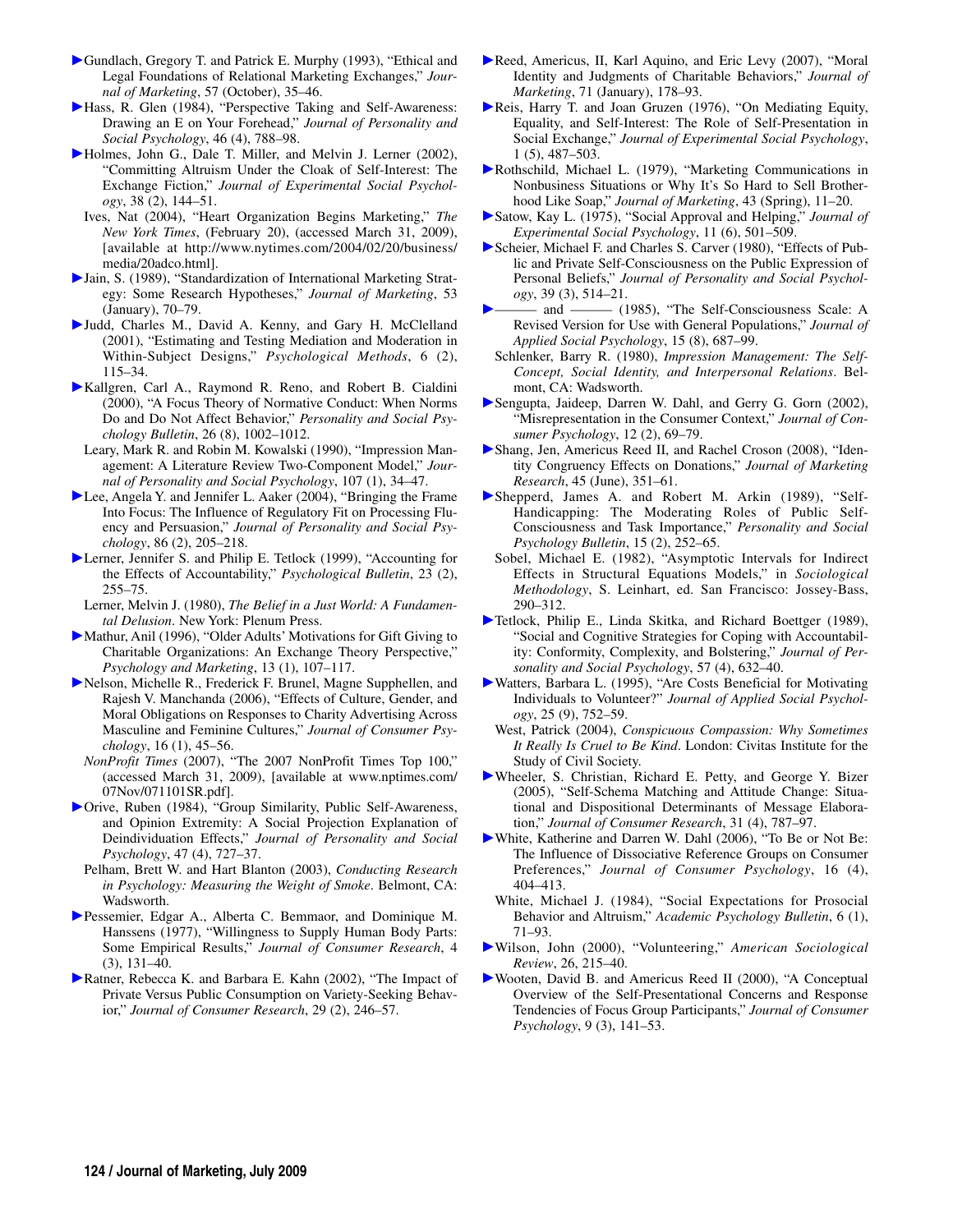Gundlach, Gregory T. and Patrick E. Murphy (1993), "Ethical and Legal Foundations of Relational Marketing Exchanges," *Journal of Marketing*, 57 (October), 35–46.

Hass, R. Glen (1984), "Perspective Taking and Self-Awareness: Drawing an E on Your Forehead," *Journal of Personality and Social Psychology*, 46 (4), 788–98.

Holmes, John G., Dale T. Miller, and Melvin J. Lerner (2002), "Committing Altruism Under the Cloak of Self-Interest: The Exchange Fiction," *Journal of Experimental Social Psychology*, 38 (2), 144–51.

Ives, Nat (2004), "Heart Organization Begins Marketing," *The New York Times*, (February 20), (accessed March 31, 2009), [available at http://www.nytimes.com/2004/02/20/business/media/20adco.html].

Jain, S. (1989), "Standardization of International Marketing Strategy: Some Research Hypotheses," *Journal of Marketing*, 53 (January), 70–79.

Judd, Charles M., David A. Kenny, and Gary H. McClelland (2001), "Estimating and Testing Mediation and Moderation in Within-Subject Designs," *Psychological Methods*, 6 (2), 115–34.

Kallgren, Carl A., Raymond R. Reno, and Robert B. Cialdini (2000), "A Focus Theory of Normative Conduct: When Norms Do and Do Not Affect Behavior," *Personality and Social Psychology Bulletin*, 26 (8), 1002–1012.

Leary, Mark R. and Robin M. Kowalski (1990), "Impression Management: A Literature Review Two-Component Model," *Journal of Personality and Social Psychology*, 107 (1), 34–47.

Lee, Angela Y. and Jennifer L. Aaker (2004), "Bringing the Frame Into Focus: The Influence of Regulatory Fit on Processing Fluency and Persuasion," *Journal of Personality and Social Psychology*, 86 (2), 205–218.

Lerner, Jennifer S. and Philip E. Tetlock (1999), "Accounting for the Effects of Accountability," *Psychological Bulletin*, 23 (2), 255–75.

Lerner, Melvin J. (1980), *The Belief in a Just World: A Fundamental Delusion*. New York: Plenum Press.

Mathur, Anil (1996), "Older Adults' Motivations for Gift Giving to Charitable Organizations: An Exchange Theory Perspective," *Psychology and Marketing*, 13 (1), 107–117.

Nelson, Michelle R., Frederick F. Brunel, Magne Supphellen, and Rajesh V. Manchanda (2006), "Effects of Culture, Gender, and Moral Obligations on Responses to Charity Advertising Across Masculine and Feminine Cultures," *Journal of Consumer Psychology*, 16 (1), 45–56.

*NonProfit Times* (2007), "The 2007 NonProfit Times Top 100," (accessed March 31, 2009), [available at www.nptimes.com/07Nov/071101SR.pdf].

Orive, Ruben (1984), "Group Similarity, Public Self-Awareness, and Opinion Extremity: A Social Projection Explanation of Deindividuation Effects," *Journal of Personality and Social Psychology*, 47 (4), 727–37.

Pelham, Brett W. and Hart Blanton (2003), *Conducting Research in Psychology: Measuring the Weight of Smoke*. Belmont, CA: Wadsworth.

Pessemier, Edgar A., Alberta C. Bemmaor, and Dominique M. Hanssens (1977), "Willingness to Supply Human Body Parts: Some Empirical Results," *Journal of Consumer Research*, 4 (3), 131–40.

Ratner, Rebecca K. and Barbara E. Kahn (2002), "The Impact of Private Versus Public Consumption on Variety-Seeking Behavior," *Journal of Consumer Research*, 29 (2), 246–57.

Reed, Americus, II, Karl Aquino, and Eric Levy (2007), "Moral Identity and Judgments of Charitable Behaviors," *Journal of Marketing*, 71 (January), 178–93.

Reis, Harry T. and Joan Gruzen (1976), "On Mediating Equity, Equality, and Self-Interest: The Role of Self-Presentation in Social Exchange," *Journal of Experimental Social Psychology*, 1 (5), 487–503.

Rothschild, Michael L. (1979), "Marketing Communications in Nonbusiness Situations or Why It's So Hard to Sell Brotherhood Like Soap," *Journal of Marketing*, 43 (Spring), 11–20.

Satow, Kay L. (1975), "Social Approval and Helping," *Journal of Experimental Social Psychology*, 11 (6), 501–509.

Scheier, Michael F. and Charles S. Carver (1980), "Effects of Public and Private Self-Consciousness on the Public Expression of Personal Beliefs," *Journal of Personality and Social Psychology*, 39 (3), 514–21.

——— and ——— (1985), "The Self-Consciousness Scale: A Revised Version for Use with General Populations," *Journal of Applied Social Psychology*, 15 (8), 687–99.

Schlenker, Barry R. (1980), *Impression Management: The Self-Concept, Social Identity, and Interpersonal Relations*. Belmont, CA: Wadsworth.

Sengupta, Jaideep, Darren W. Dahl, and Gerry G. Gorn (2002), "Misrepresentation in the Consumer Context," *Journal of Consumer Psychology*, 12 (2), 69–79.

Shang, Jen, Americus Reed II, and Rachel Croson (2008), "Identity Congruency Effects on Donations," *Journal of Marketing Research*, 45 (June), 351–61.

Shepperd, James A. and Robert M. Arkin (1989), "Self-Handicapping: The Moderating Roles of Public Self-Consciousness and Task Importance," *Personality and Social Psychology Bulletin*, 15 (2), 252–65.

Sobel, Michael E. (1982), "Asymptotic Intervals for Indirect Effects in Structural Equations Models," in *Sociological Methodology*, S. Leinhart, ed. San Francisco: Jossey-Bass, 290–312.

Tetlock, Philip E., Linda Skitka, and Richard Boettger (1989), "Social and Cognitive Strategies for Coping with Accountability: Conformity, Complexity, and Bolstering," *Journal of Personality and Social Psychology*, 57 (4), 632–40.

Watters, Barbara L. (1995), "Are Costs Beneficial for Motivating Individuals to Volunteer?" *Journal of Applied Social Psychology*, 25 (9), 752–59.

West, Patrick (2004), *Conspicuous Compassion: Why Sometimes It Really Is Cruel to Be Kind*. London: Civitas Institute for the Study of Civil Society.

Wheeler, S. Christian, Richard E. Petty, and George Y. Bizer (2005), "Self-Schema Matching and Attitude Change: Situational and Dispositional Determinants of Message Elaboration," *Journal of Consumer Research*, 31 (4), 787–97.

White, Katherine and Darren W. Dahl (2006), "To Be or Not Be: The Influence of Dissociative Reference Groups on Consumer Preferences," *Journal of Consumer Psychology*, 16 (4), 404–413.

White, Michael J. (1984), "Social Expectations for Prosocial Behavior and Altruism," *Academic Psychology Bulletin*, 6 (1), 71–93.

Wilson, John (2000), "Volunteering," *American Sociological Review*, 26, 215–40.

Wooten, David B. and Americus Reed II (2000), "A Conceptual Overview of the Self-Presentational Concerns and Response Tendencies of Focus Group Participants," *Journal of Consumer Psychology*, 9 (3), 141–53.